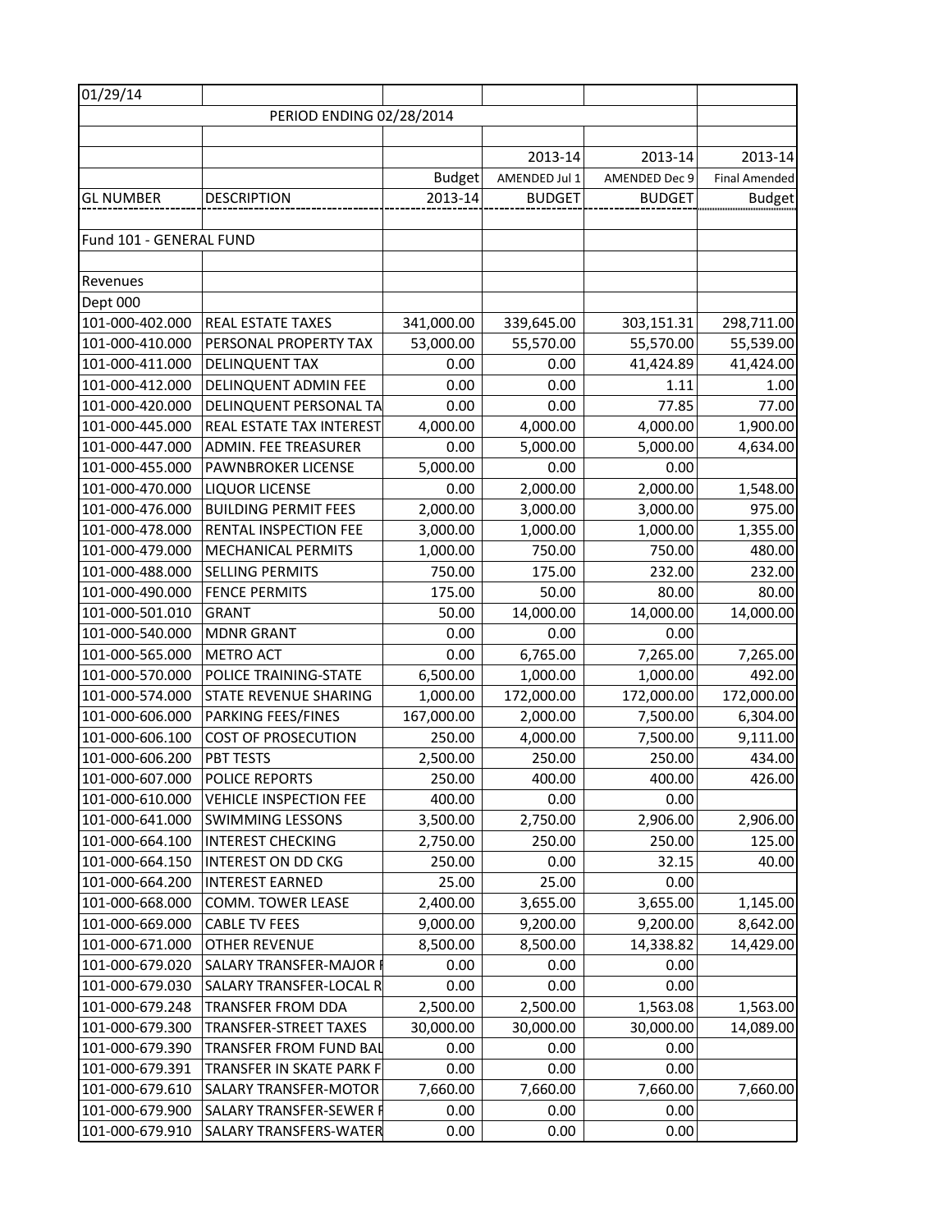| 01/29/14 | | | | | |
|---|---|---|---|---|---|
| | PERIOD ENDING 02/28/2014 | | | | |
| | | | | | |
| | | | 2013-14 | 2013-14 | 2013-14 |
| | | Budget | AMENDED Jul 1 | AMENDED Dec 9 | Final Amended |
| GL NUMBER | DESCRIPTION | 2013-14 | BUDGET | BUDGET | Budget |
| | | | | | |
| Fund 101 - GENERAL FUND | | | | | |
| | | | | | |
| Revenues | | | | | |
| Dept 000 | | | | | |
| 101-000-402.000 | REAL ESTATE TAXES | 341,000.00 | 339,645.00 | 303,151.31 | 298,711.00 |
| 101-000-410.000 | PERSONAL PROPERTY TAX | 53,000.00 | 55,570.00 | 55,570.00 | 55,539.00 |
| 101-000-411.000 | DELINQUENT TAX | 0.00 | 0.00 | 41,424.89 | 41,424.00 |
| 101-000-412.000 | DELINQUENT ADMIN FEE | 0.00 | 0.00 | 1.11 | 1.00 |
| 101-000-420.000 | DELINQUENT PERSONAL TA | 0.00 | 0.00 | 77.85 | 77.00 |
| 101-000-445.000 | REAL ESTATE TAX INTEREST | 4,000.00 | 4,000.00 | 4,000.00 | 1,900.00 |
| 101-000-447.000 | ADMIN. FEE TREASURER | 0.00 | 5,000.00 | 5,000.00 | 4,634.00 |
| 101-000-455.000 | PAWNBROKER LICENSE | 5,000.00 | 0.00 | 0.00 | |
| 101-000-470.000 | LIQUOR LICENSE | 0.00 | 2,000.00 | 2,000.00 | 1,548.00 |
| 101-000-476.000 | BUILDING PERMIT FEES | 2,000.00 | 3,000.00 | 3,000.00 | 975.00 |
| 101-000-478.000 | RENTAL INSPECTION FEE | 3,000.00 | 1,000.00 | 1,000.00 | 1,355.00 |
| 101-000-479.000 | MECHANICAL PERMITS | 1,000.00 | 750.00 | 750.00 | 480.00 |
| 101-000-488.000 | SELLING PERMITS | 750.00 | 175.00 | 232.00 | 232.00 |
| 101-000-490.000 | FENCE PERMITS | 175.00 | 50.00 | 80.00 | 80.00 |
| 101-000-501.010 | GRANT | 50.00 | 14,000.00 | 14,000.00 | 14,000.00 |
| 101-000-540.000 | MDNR GRANT | 0.00 | 0.00 | 0.00 | |
| 101-000-565.000 | METRO ACT | 0.00 | 6,765.00 | 7,265.00 | 7,265.00 |
| 101-000-570.000 | POLICE TRAINING-STATE | 6,500.00 | 1,000.00 | 1,000.00 | 492.00 |
| 101-000-574.000 | STATE REVENUE SHARING | 1,000.00 | 172,000.00 | 172,000.00 | 172,000.00 |
| 101-000-606.000 | PARKING FEES/FINES | 167,000.00 | 2,000.00 | 7,500.00 | 6,304.00 |
| 101-000-606.100 | COST OF PROSECUTION | 250.00 | 4,000.00 | 7,500.00 | 9,111.00 |
| 101-000-606.200 | PBT TESTS | 2,500.00 | 250.00 | 250.00 | 434.00 |
| 101-000-607.000 | POLICE REPORTS | 250.00 | 400.00 | 400.00 | 426.00 |
| 101-000-610.000 | VEHICLE INSPECTION FEE | 400.00 | 0.00 | 0.00 | |
| 101-000-641.000 | SWIMMING LESSONS | 3,500.00 | 2,750.00 | 2,906.00 | 2,906.00 |
| 101-000-664.100 | INTEREST CHECKING | 2,750.00 | 250.00 | 250.00 | 125.00 |
| 101-000-664.150 | INTEREST ON DD CKG | 250.00 | 0.00 | 32.15 | 40.00 |
| 101-000-664.200 | INTEREST EARNED | 25.00 | 25.00 | 0.00 | |
| 101-000-668.000 | COMM. TOWER LEASE | 2,400.00 | 3,655.00 | 3,655.00 | 1,145.00 |
| 101-000-669.000 | CABLE TV FEES | 9,000.00 | 9,200.00 | 9,200.00 | 8,642.00 |
| 101-000-671.000 | OTHER REVENUE | 8,500.00 | 8,500.00 | 14,338.82 | 14,429.00 |
| 101-000-679.020 | SALARY TRANSFER-MAJOR F | 0.00 | 0.00 | 0.00 | |
| 101-000-679.030 | SALARY TRANSFER-LOCAL R | 0.00 | 0.00 | 0.00 | |
| 101-000-679.248 | TRANSFER FROM DDA | 2,500.00 | 2,500.00 | 1,563.08 | 1,563.00 |
| 101-000-679.300 | TRANSFER-STREET TAXES | 30,000.00 | 30,000.00 | 30,000.00 | 14,089.00 |
| 101-000-679.390 | TRANSFER FROM FUND BAL | 0.00 | 0.00 | 0.00 | |
| 101-000-679.391 | TRANSFER IN SKATE PARK F | 0.00 | 0.00 | 0.00 | |
| 101-000-679.610 | SALARY TRANSFER-MOTOR | 7,660.00 | 7,660.00 | 7,660.00 | 7,660.00 |
| 101-000-679.900 | SALARY TRANSFER-SEWER F | 0.00 | 0.00 | 0.00 | |
| 101-000-679.910 | SALARY TRANSFERS-WATER | 0.00 | 0.00 | 0.00 | |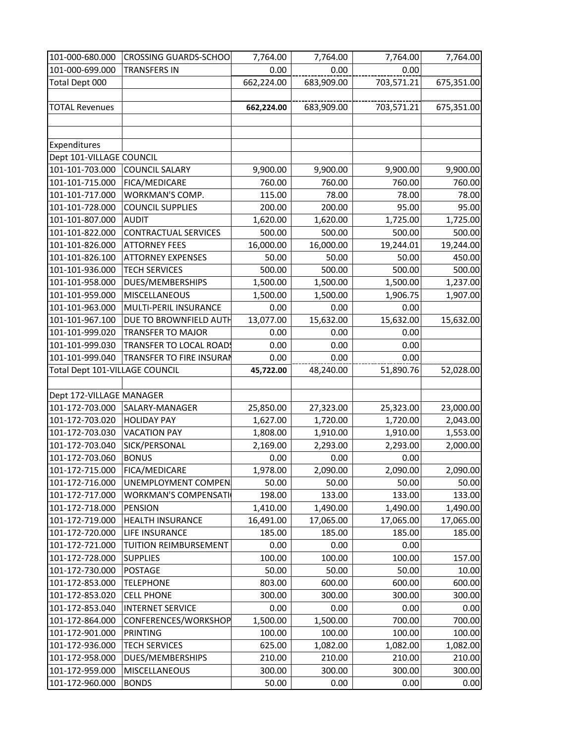| | | | | | |
|---|---|---|---|---|---|
| 101-000-680.000 | CROSSING GUARDS-SCHOO | 7,764.00 | 7,764.00 | 7,764.00 | 7,764.00 |
| 101-000-699.000 | TRANSFERS IN | 0.00 | 0.00 | 0.00 | |
| Total Dept 000 | | 662,224.00 | 683,909.00 | 703,571.21 | 675,351.00 |
| | | | | | |
| TOTAL Revenues | | **662,224.00** | 683,909.00 | 703,571.21 | 675,351.00 |
| | | | | | |
| | | | | | |
| Expenditures | | | | | |
| Dept 101-VILLAGE COUNCIL | | | | | |
| 101-101-703.000 | COUNCIL SALARY | 9,900.00 | 9,900.00 | 9,900.00 | 9,900.00 |
| 101-101-715.000 | FICA/MEDICARE | 760.00 | 760.00 | 760.00 | 760.00 |
| 101-101-717.000 | WORKMAN'S COMP. | 115.00 | 78.00 | 78.00 | 78.00 |
| 101-101-728.000 | COUNCIL SUPPLIES | 200.00 | 200.00 | 95.00 | 95.00 |
| 101-101-807.000 | AUDIT | 1,620.00 | 1,620.00 | 1,725.00 | 1,725.00 |
| 101-101-822.000 | CONTRACTUAL SERVICES | 500.00 | 500.00 | 500.00 | 500.00 |
| 101-101-826.000 | ATTORNEY FEES | 16,000.00 | 16,000.00 | 19,244.01 | 19,244.00 |
| 101-101-826.100 | ATTORNEY EXPENSES | 50.00 | 50.00 | 50.00 | 450.00 |
| 101-101-936.000 | TECH SERVICES | 500.00 | 500.00 | 500.00 | 500.00 |
| 101-101-958.000 | DUES/MEMBERSHIPS | 1,500.00 | 1,500.00 | 1,500.00 | 1,237.00 |
| 101-101-959.000 | MISCELLANEOUS | 1,500.00 | 1,500.00 | 1,906.75 | 1,907.00 |
| 101-101-963.000 | MULTI-PERIL INSURANCE | 0.00 | 0.00 | 0.00 | |
| 101-101-967.100 | DUE TO BROWNFIELD AUTH | 13,077.00 | 15,632.00 | 15,632.00 | 15,632.00 |
| 101-101-999.020 | TRANSFER TO MAJOR | 0.00 | 0.00 | 0.00 | |
| 101-101-999.030 | TRANSFER TO LOCAL ROADS | 0.00 | 0.00 | 0.00 | |
| 101-101-999.040 | TRANSFER TO FIRE INSURAN | 0.00 | 0.00 | 0.00 | |
| Total Dept 101-VILLAGE COUNCIL | | **45,722.00** | 48,240.00 | 51,890.76 | 52,028.00 |
| | | | | | |
| Dept 172-VILLAGE MANAGER | | | | | |
| 101-172-703.000 | SALARY-MANAGER | 25,850.00 | 27,323.00 | 25,323.00 | 23,000.00 |
| 101-172-703.020 | HOLIDAY PAY | 1,627.00 | 1,720.00 | 1,720.00 | 2,043.00 |
| 101-172-703.030 | VACATION PAY | 1,808.00 | 1,910.00 | 1,910.00 | 1,553.00 |
| 101-172-703.040 | SICK/PERSONAL | 2,169.00 | 2,293.00 | 2,293.00 | 2,000.00 |
| 101-172-703.060 | BONUS | 0.00 | 0.00 | 0.00 | |
| 101-172-715.000 | FICA/MEDICARE | 1,978.00 | 2,090.00 | 2,090.00 | 2,090.00 |
| 101-172-716.000 | UNEMPLOYMENT COMPEN | 50.00 | 50.00 | 50.00 | 50.00 |
| 101-172-717.000 | WORKMAN'S COMPENSATI | 198.00 | 133.00 | 133.00 | 133.00 |
| 101-172-718.000 | PENSION | 1,410.00 | 1,490.00 | 1,490.00 | 1,490.00 |
| 101-172-719.000 | HEALTH INSURANCE | 16,491.00 | 17,065.00 | 17,065.00 | 17,065.00 |
| 101-172-720.000 | LIFE INSURANCE | 185.00 | 185.00 | 185.00 | 185.00 |
| 101-172-721.000 | TUITION REIMBURSEMENT | 0.00 | 0.00 | 0.00 | |
| 101-172-728.000 | SUPPLIES | 100.00 | 100.00 | 100.00 | 157.00 |
| 101-172-730.000 | POSTAGE | 50.00 | 50.00 | 50.00 | 10.00 |
| 101-172-853.000 | TELEPHONE | 803.00 | 600.00 | 600.00 | 600.00 |
| 101-172-853.020 | CELL PHONE | 300.00 | 300.00 | 300.00 | 300.00 |
| 101-172-853.040 | INTERNET SERVICE | 0.00 | 0.00 | 0.00 | 0.00 |
| 101-172-864.000 | CONFERENCES/WORKSHOP | 1,500.00 | 1,500.00 | 700.00 | 700.00 |
| 101-172-901.000 | PRINTING | 100.00 | 100.00 | 100.00 | 100.00 |
| 101-172-936.000 | TECH SERVICES | 625.00 | 1,082.00 | 1,082.00 | 1,082.00 |
| 101-172-958.000 | DUES/MEMBERSHIPS | 210.00 | 210.00 | 210.00 | 210.00 |
| 101-172-959.000 | MISCELLANEOUS | 300.00 | 300.00 | 300.00 | 300.00 |
| 101-172-960.000 | BONDS | 50.00 | 0.00 | 0.00 | 0.00 |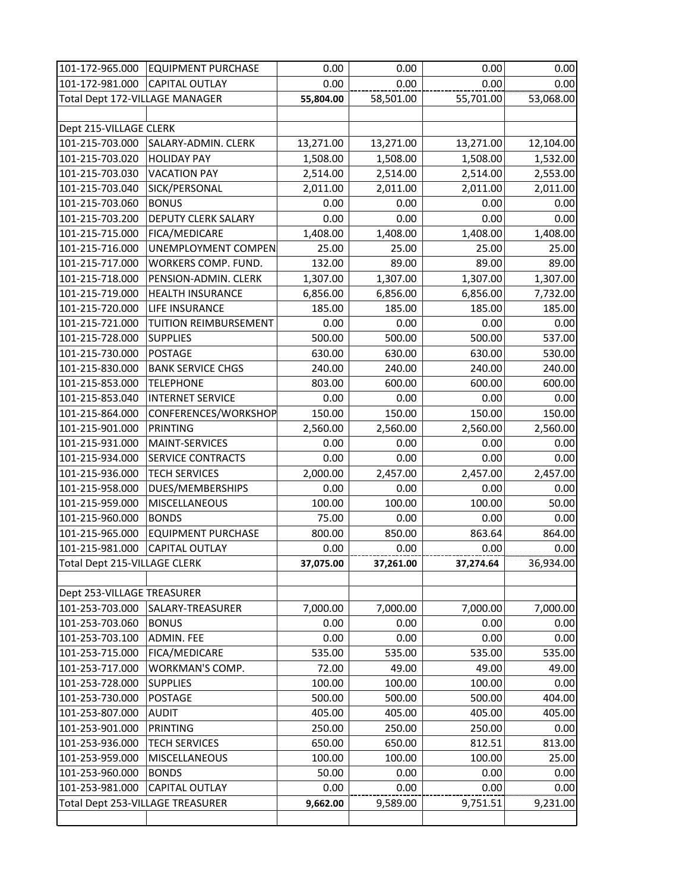| | | | | | |
|---|---|---|---|---|---|
| 101-172-965.000 | EQUIPMENT PURCHASE | 0.00 | 0.00 | 0.00 | 0.00 |
| 101-172-981.000 | CAPITAL OUTLAY | 0.00 | 0.00 | 0.00 | 0.00 |
| Total Dept 172-VILLAGE MANAGER | | **55,804.00** | 58,501.00 | 55,701.00 | 53,068.00 |
| | | | | | |
| Dept 215-VILLAGE CLERK | | | | | |
| 101-215-703.000 | SALARY-ADMIN. CLERK | 13,271.00 | 13,271.00 | 13,271.00 | 12,104.00 |
| 101-215-703.020 | HOLIDAY PAY | 1,508.00 | 1,508.00 | 1,508.00 | 1,532.00 |
| 101-215-703.030 | VACATION PAY | 2,514.00 | 2,514.00 | 2,514.00 | 2,553.00 |
| 101-215-703.040 | SICK/PERSONAL | 2,011.00 | 2,011.00 | 2,011.00 | 2,011.00 |
| 101-215-703.060 | BONUS | 0.00 | 0.00 | 0.00 | 0.00 |
| 101-215-703.200 | DEPUTY CLERK SALARY | 0.00 | 0.00 | 0.00 | 0.00 |
| 101-215-715.000 | FICA/MEDICARE | 1,408.00 | 1,408.00 | 1,408.00 | 1,408.00 |
| 101-215-716.000 | UNEMPLOYMENT COMPEN | 25.00 | 25.00 | 25.00 | 25.00 |
| 101-215-717.000 | WORKERS COMP. FUND. | 132.00 | 89.00 | 89.00 | 89.00 |
| 101-215-718.000 | PENSION-ADMIN. CLERK | 1,307.00 | 1,307.00 | 1,307.00 | 1,307.00 |
| 101-215-719.000 | HEALTH INSURANCE | 6,856.00 | 6,856.00 | 6,856.00 | 7,732.00 |
| 101-215-720.000 | LIFE INSURANCE | 185.00 | 185.00 | 185.00 | 185.00 |
| 101-215-721.000 | TUITION REIMBURSEMENT | 0.00 | 0.00 | 0.00 | 0.00 |
| 101-215-728.000 | SUPPLIES | 500.00 | 500.00 | 500.00 | 537.00 |
| 101-215-730.000 | POSTAGE | 630.00 | 630.00 | 630.00 | 530.00 |
| 101-215-830.000 | BANK SERVICE CHGS | 240.00 | 240.00 | 240.00 | 240.00 |
| 101-215-853.000 | TELEPHONE | 803.00 | 600.00 | 600.00 | 600.00 |
| 101-215-853.040 | INTERNET SERVICE | 0.00 | 0.00 | 0.00 | 0.00 |
| 101-215-864.000 | CONFERENCES/WORKSHOP | 150.00 | 150.00 | 150.00 | 150.00 |
| 101-215-901.000 | PRINTING | 2,560.00 | 2,560.00 | 2,560.00 | 2,560.00 |
| 101-215-931.000 | MAINT-SERVICES | 0.00 | 0.00 | 0.00 | 0.00 |
| 101-215-934.000 | SERVICE CONTRACTS | 0.00 | 0.00 | 0.00 | 0.00 |
| 101-215-936.000 | TECH SERVICES | 2,000.00 | 2,457.00 | 2,457.00 | 2,457.00 |
| 101-215-958.000 | DUES/MEMBERSHIPS | 0.00 | 0.00 | 0.00 | 0.00 |
| 101-215-959.000 | MISCELLANEOUS | 100.00 | 100.00 | 100.00 | 50.00 |
| 101-215-960.000 | BONDS | 75.00 | 0.00 | 0.00 | 0.00 |
| 101-215-965.000 | EQUIPMENT PURCHASE | 800.00 | 850.00 | 863.64 | 864.00 |
| 101-215-981.000 | CAPITAL OUTLAY | 0.00 | 0.00 | 0.00 | 0.00 |
| Total Dept 215-VILLAGE CLERK | | **37,075.00** | **37,261.00** | **37,274.64** | 36,934.00 |
| | | | | | |
| Dept 253-VILLAGE TREASURER | | | | | |
| 101-253-703.000 | SALARY-TREASURER | 7,000.00 | 7,000.00 | 7,000.00 | 7,000.00 |
| 101-253-703.060 | BONUS | 0.00 | 0.00 | 0.00 | 0.00 |
| 101-253-703.100 | ADMIN. FEE | 0.00 | 0.00 | 0.00 | 0.00 |
| 101-253-715.000 | FICA/MEDICARE | 535.00 | 535.00 | 535.00 | 535.00 |
| 101-253-717.000 | WORKMAN'S COMP. | 72.00 | 49.00 | 49.00 | 49.00 |
| 101-253-728.000 | SUPPLIES | 100.00 | 100.00 | 100.00 | 0.00 |
| 101-253-730.000 | POSTAGE | 500.00 | 500.00 | 500.00 | 404.00 |
| 101-253-807.000 | AUDIT | 405.00 | 405.00 | 405.00 | 405.00 |
| 101-253-901.000 | PRINTING | 250.00 | 250.00 | 250.00 | 0.00 |
| 101-253-936.000 | TECH SERVICES | 650.00 | 650.00 | 812.51 | 813.00 |
| 101-253-959.000 | MISCELLANEOUS | 100.00 | 100.00 | 100.00 | 25.00 |
| 101-253-960.000 | BONDS | 50.00 | 0.00 | 0.00 | 0.00 |
| 101-253-981.000 | CAPITAL OUTLAY | 0.00 | 0.00 | 0.00 | 0.00 |
| Total Dept 253-VILLAGE TREASURER | | **9,662.00** | 9,589.00 | 9,751.51 | 9,231.00 |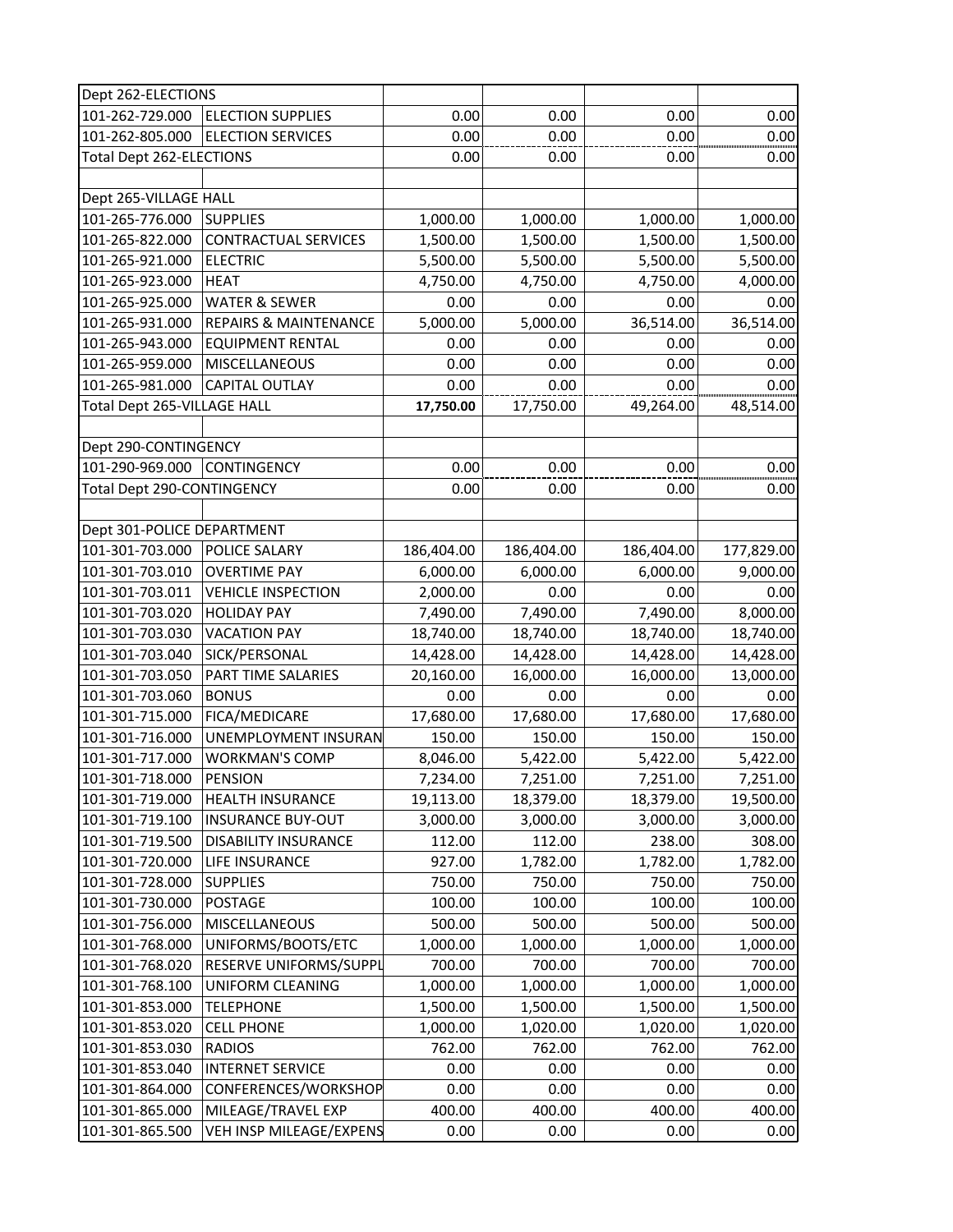| Dept 262-ELECTIONS | | | | | |
|---|---|---|---|---|---|
| 101-262-729.000 | ELECTION SUPPLIES | 0.00 | 0.00 | 0.00 | 0.00 |
| 101-262-805.000 | ELECTION SERVICES | 0.00 | 0.00 | 0.00 | 0.00 |
| Total Dept 262-ELECTIONS | | 0.00 | 0.00 | 0.00 | 0.00 |
| | | | | | |
| Dept 265-VILLAGE HALL | | | | | |
| 101-265-776.000 | SUPPLIES | 1,000.00 | 1,000.00 | 1,000.00 | 1,000.00 |
| 101-265-822.000 | CONTRACTUAL SERVICES | 1,500.00 | 1,500.00 | 1,500.00 | 1,500.00 |
| 101-265-921.000 | ELECTRIC | 5,500.00 | 5,500.00 | 5,500.00 | 5,500.00 |
| 101-265-923.000 | HEAT | 4,750.00 | 4,750.00 | 4,750.00 | 4,000.00 |
| 101-265-925.000 | WATER & SEWER | 0.00 | 0.00 | 0.00 | 0.00 |
| 101-265-931.000 | REPAIRS & MAINTENANCE | 5,000.00 | 5,000.00 | 36,514.00 | 36,514.00 |
| 101-265-943.000 | EQUIPMENT RENTAL | 0.00 | 0.00 | 0.00 | 0.00 |
| 101-265-959.000 | MISCELLANEOUS | 0.00 | 0.00 | 0.00 | 0.00 |
| 101-265-981.000 | CAPITAL OUTLAY | 0.00 | 0.00 | 0.00 | 0.00 |
| Total Dept 265-VILLAGE HALL | | **17,750.00** | 17,750.00 | 49,264.00 | 48,514.00 |
| | | | | | |
| Dept 290-CONTINGENCY | | | | | |
| 101-290-969.000 | CONTINGENCY | 0.00 | 0.00 | 0.00 | 0.00 |
| Total Dept 290-CONTINGENCY | | 0.00 | 0.00 | 0.00 | 0.00 |
| | | | | | |
| Dept 301-POLICE DEPARTMENT | | | | | |
| 101-301-703.000 | POLICE SALARY | 186,404.00 | 186,404.00 | 186,404.00 | 177,829.00 |
| 101-301-703.010 | OVERTIME PAY | 6,000.00 | 6,000.00 | 6,000.00 | 9,000.00 |
| 101-301-703.011 | VEHICLE INSPECTION | 2,000.00 | 0.00 | 0.00 | 0.00 |
| 101-301-703.020 | HOLIDAY PAY | 7,490.00 | 7,490.00 | 7,490.00 | 8,000.00 |
| 101-301-703.030 | VACATION PAY | 18,740.00 | 18,740.00 | 18,740.00 | 18,740.00 |
| 101-301-703.040 | SICK/PERSONAL | 14,428.00 | 14,428.00 | 14,428.00 | 14,428.00 |
| 101-301-703.050 | PART TIME SALARIES | 20,160.00 | 16,000.00 | 16,000.00 | 13,000.00 |
| 101-301-703.060 | BONUS | 0.00 | 0.00 | 0.00 | 0.00 |
| 101-301-715.000 | FICA/MEDICARE | 17,680.00 | 17,680.00 | 17,680.00 | 17,680.00 |
| 101-301-716.000 | UNEMPLOYMENT INSURAN | 150.00 | 150.00 | 150.00 | 150.00 |
| 101-301-717.000 | WORKMAN'S COMP | 8,046.00 | 5,422.00 | 5,422.00 | 5,422.00 |
| 101-301-718.000 | PENSION | 7,234.00 | 7,251.00 | 7,251.00 | 7,251.00 |
| 101-301-719.000 | HEALTH INSURANCE | 19,113.00 | 18,379.00 | 18,379.00 | 19,500.00 |
| 101-301-719.100 | INSURANCE BUY-OUT | 3,000.00 | 3,000.00 | 3,000.00 | 3,000.00 |
| 101-301-719.500 | DISABILITY INSURANCE | 112.00 | 112.00 | 238.00 | 308.00 |
| 101-301-720.000 | LIFE INSURANCE | 927.00 | 1,782.00 | 1,782.00 | 1,782.00 |
| 101-301-728.000 | SUPPLIES | 750.00 | 750.00 | 750.00 | 750.00 |
| 101-301-730.000 | POSTAGE | 100.00 | 100.00 | 100.00 | 100.00 |
| 101-301-756.000 | MISCELLANEOUS | 500.00 | 500.00 | 500.00 | 500.00 |
| 101-301-768.000 | UNIFORMS/BOOTS/ETC | 1,000.00 | 1,000.00 | 1,000.00 | 1,000.00 |
| 101-301-768.020 | RESERVE UNIFORMS/SUPPL | 700.00 | 700.00 | 700.00 | 700.00 |
| 101-301-768.100 | UNIFORM CLEANING | 1,000.00 | 1,000.00 | 1,000.00 | 1,000.00 |
| 101-301-853.000 | TELEPHONE | 1,500.00 | 1,500.00 | 1,500.00 | 1,500.00 |
| 101-301-853.020 | CELL PHONE | 1,000.00 | 1,020.00 | 1,020.00 | 1,020.00 |
| 101-301-853.030 | RADIOS | 762.00 | 762.00 | 762.00 | 762.00 |
| 101-301-853.040 | INTERNET SERVICE | 0.00 | 0.00 | 0.00 | 0.00 |
| 101-301-864.000 | CONFERENCES/WORKSHOP | 0.00 | 0.00 | 0.00 | 0.00 |
| 101-301-865.000 | MILEAGE/TRAVEL EXP | 400.00 | 400.00 | 400.00 | 400.00 |
| 101-301-865.500 | VEH INSP MILEAGE/EXPENS | 0.00 | 0.00 | 0.00 | 0.00 |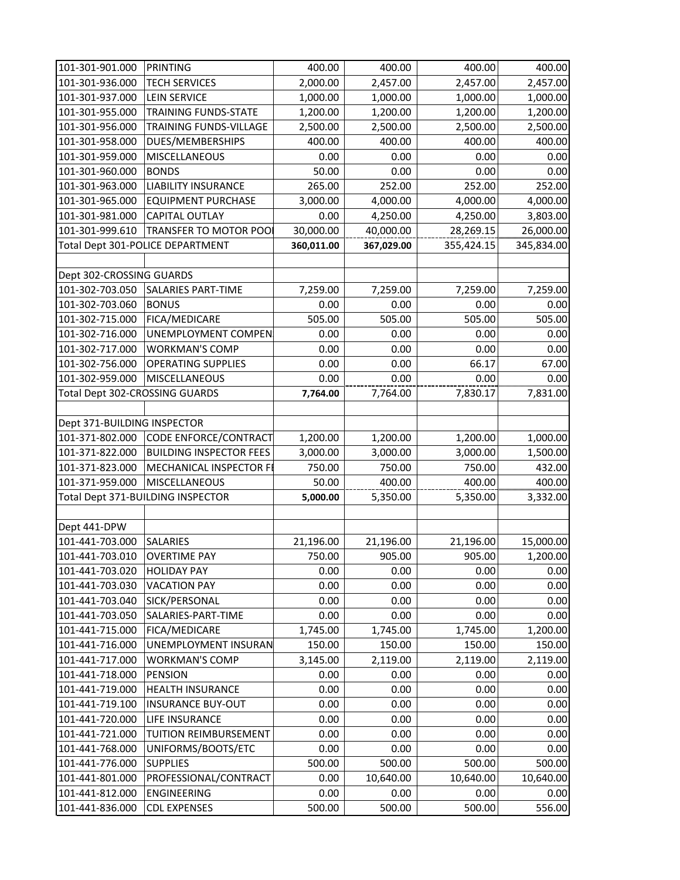| | | | | | |
|---|---|---|---|---|---|
| 101-301-901.000 | PRINTING | 400.00 | 400.00 | 400.00 | 400.00 |
| 101-301-936.000 | TECH SERVICES | 2,000.00 | 2,457.00 | 2,457.00 | 2,457.00 |
| 101-301-937.000 | LEIN SERVICE | 1,000.00 | 1,000.00 | 1,000.00 | 1,000.00 |
| 101-301-955.000 | TRAINING FUNDS-STATE | 1,200.00 | 1,200.00 | 1,200.00 | 1,200.00 |
| 101-301-956.000 | TRAINING FUNDS-VILLAGE | 2,500.00 | 2,500.00 | 2,500.00 | 2,500.00 |
| 101-301-958.000 | DUES/MEMBERSHIPS | 400.00 | 400.00 | 400.00 | 400.00 |
| 101-301-959.000 | MISCELLANEOUS | 0.00 | 0.00 | 0.00 | 0.00 |
| 101-301-960.000 | BONDS | 50.00 | 0.00 | 0.00 | 0.00 |
| 101-301-963.000 | LIABILITY INSURANCE | 265.00 | 252.00 | 252.00 | 252.00 |
| 101-301-965.000 | EQUIPMENT PURCHASE | 3,000.00 | 4,000.00 | 4,000.00 | 4,000.00 |
| 101-301-981.000 | CAPITAL OUTLAY | 0.00 | 4,250.00 | 4,250.00 | 3,803.00 |
| 101-301-999.610 | TRANSFER TO MOTOR POOI | 30,000.00 | 40,000.00 | 28,269.15 | 26,000.00 |
| Total Dept 301-POLICE DEPARTMENT | | **360,011.00** | **367,029.00** | 355,424.15 | 345,834.00 |
| | | | | | |
| Dept 302-CROSSING GUARDS | | | | | |
| 101-302-703.050 | SALARIES PART-TIME | 7,259.00 | 7,259.00 | 7,259.00 | 7,259.00 |
| 101-302-703.060 | BONUS | 0.00 | 0.00 | 0.00 | 0.00 |
| 101-302-715.000 | FICA/MEDICARE | 505.00 | 505.00 | 505.00 | 505.00 |
| 101-302-716.000 | UNEMPLOYMENT COMPEN | 0.00 | 0.00 | 0.00 | 0.00 |
| 101-302-717.000 | WORKMAN'S COMP | 0.00 | 0.00 | 0.00 | 0.00 |
| 101-302-756.000 | OPERATING SUPPLIES | 0.00 | 0.00 | 66.17 | 67.00 |
| 101-302-959.000 | MISCELLANEOUS | 0.00 | 0.00 | 0.00 | 0.00 |
| Total Dept 302-CROSSING GUARDS | | **7,764.00** | 7,764.00 | 7,830.17 | 7,831.00 |
| | | | | | |
| Dept 371-BUILDING INSPECTOR | | | | | |
| 101-371-802.000 | CODE ENFORCE/CONTRACT | 1,200.00 | 1,200.00 | 1,200.00 | 1,000.00 |
| 101-371-822.000 | BUILDING INSPECTOR FEES | 3,000.00 | 3,000.00 | 3,000.00 | 1,500.00 |
| 101-371-823.000 | MECHANICAL INSPECTOR FI | 750.00 | 750.00 | 750.00 | 432.00 |
| 101-371-959.000 | MISCELLANEOUS | 50.00 | 400.00 | 400.00 | 400.00 |
| Total Dept 371-BUILDING INSPECTOR | | **5,000.00** | 5,350.00 | 5,350.00 | 3,332.00 |
| | | | | | |
| Dept 441-DPW | | | | | |
| 101-441-703.000 | SALARIES | 21,196.00 | 21,196.00 | 21,196.00 | 15,000.00 |
| 101-441-703.010 | OVERTIME PAY | 750.00 | 905.00 | 905.00 | 1,200.00 |
| 101-441-703.020 | HOLIDAY PAY | 0.00 | 0.00 | 0.00 | 0.00 |
| 101-441-703.030 | VACATION PAY | 0.00 | 0.00 | 0.00 | 0.00 |
| 101-441-703.040 | SICK/PERSONAL | 0.00 | 0.00 | 0.00 | 0.00 |
| 101-441-703.050 | SALARIES-PART-TIME | 0.00 | 0.00 | 0.00 | 0.00 |
| 101-441-715.000 | FICA/MEDICARE | 1,745.00 | 1,745.00 | 1,745.00 | 1,200.00 |
| 101-441-716.000 | UNEMPLOYMENT INSURAN | 150.00 | 150.00 | 150.00 | 150.00 |
| 101-441-717.000 | WORKMAN'S COMP | 3,145.00 | 2,119.00 | 2,119.00 | 2,119.00 |
| 101-441-718.000 | PENSION | 0.00 | 0.00 | 0.00 | 0.00 |
| 101-441-719.000 | HEALTH INSURANCE | 0.00 | 0.00 | 0.00 | 0.00 |
| 101-441-719.100 | INSURANCE BUY-OUT | 0.00 | 0.00 | 0.00 | 0.00 |
| 101-441-720.000 | LIFE INSURANCE | 0.00 | 0.00 | 0.00 | 0.00 |
| 101-441-721.000 | TUITION REIMBURSEMENT | 0.00 | 0.00 | 0.00 | 0.00 |
| 101-441-768.000 | UNIFORMS/BOOTS/ETC | 0.00 | 0.00 | 0.00 | 0.00 |
| 101-441-776.000 | SUPPLIES | 500.00 | 500.00 | 500.00 | 500.00 |
| 101-441-801.000 | PROFESSIONAL/CONTRACT | 0.00 | 10,640.00 | 10,640.00 | 10,640.00 |
| 101-441-812.000 | ENGINEERING | 0.00 | 0.00 | 0.00 | 0.00 |
| 101-441-836.000 | CDL EXPENSES | 500.00 | 500.00 | 500.00 | 556.00 |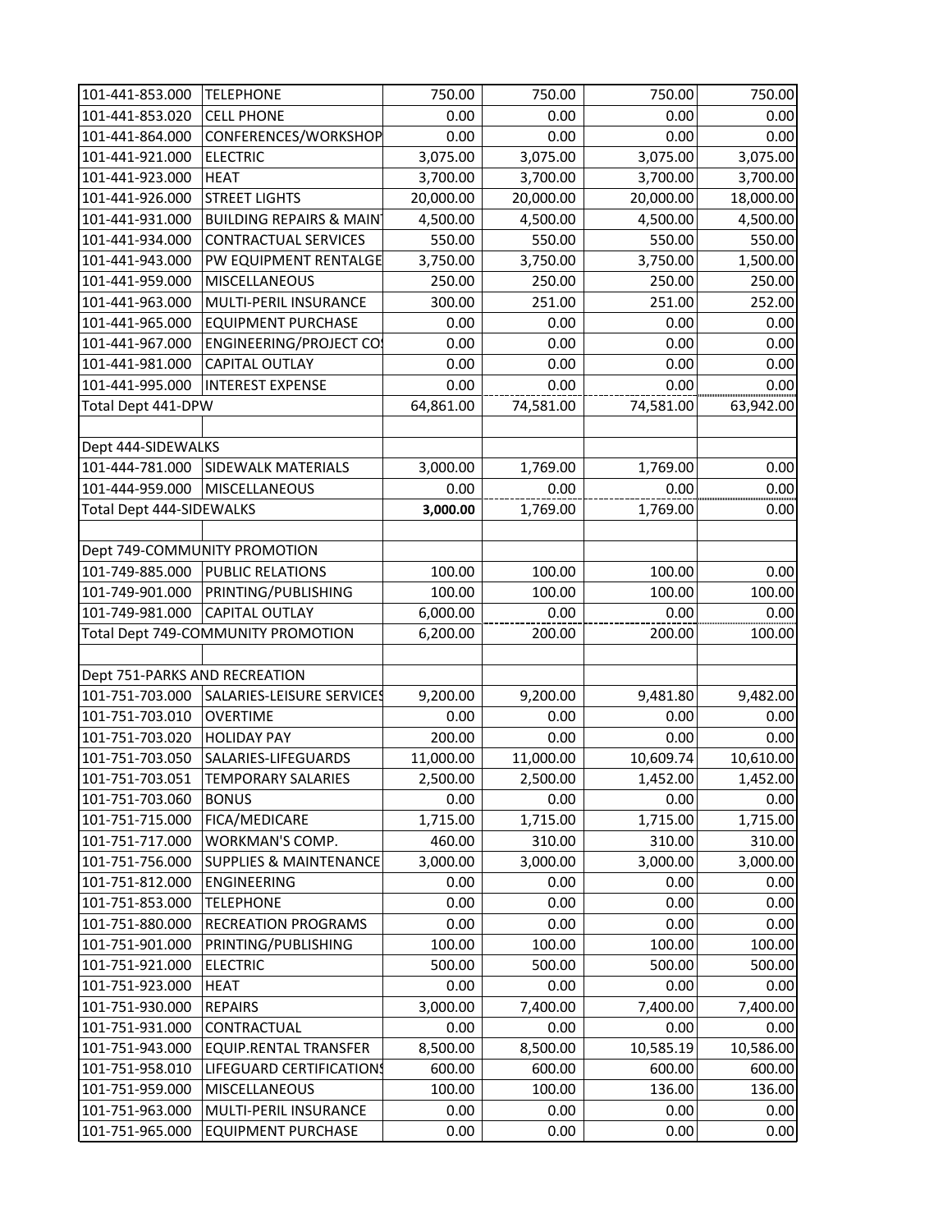| | | | | | |
|---|---|---|---|---|---|
| 101-441-853.000 | TELEPHONE | 750.00 | 750.00 | 750.00 | 750.00 |
| 101-441-853.020 | CELL PHONE | 0.00 | 0.00 | 0.00 | 0.00 |
| 101-441-864.000 | CONFERENCES/WORKSHOP | 0.00 | 0.00 | 0.00 | 0.00 |
| 101-441-921.000 | ELECTRIC | 3,075.00 | 3,075.00 | 3,075.00 | 3,075.00 |
| 101-441-923.000 | HEAT | 3,700.00 | 3,700.00 | 3,700.00 | 3,700.00 |
| 101-441-926.000 | STREET LIGHTS | 20,000.00 | 20,000.00 | 20,000.00 | 18,000.00 |
| 101-441-931.000 | BUILDING REPAIRS & MAIN | 4,500.00 | 4,500.00 | 4,500.00 | 4,500.00 |
| 101-441-934.000 | CONTRACTUAL SERVICES | 550.00 | 550.00 | 550.00 | 550.00 |
| 101-441-943.000 | PW EQUIPMENT RENTALGE | 3,750.00 | 3,750.00 | 3,750.00 | 1,500.00 |
| 101-441-959.000 | MISCELLANEOUS | 250.00 | 250.00 | 250.00 | 250.00 |
| 101-441-963.000 | MULTI-PERIL INSURANCE | 300.00 | 251.00 | 251.00 | 252.00 |
| 101-441-965.000 | EQUIPMENT PURCHASE | 0.00 | 0.00 | 0.00 | 0.00 |
| 101-441-967.000 | ENGINEERING/PROJECT CO | 0.00 | 0.00 | 0.00 | 0.00 |
| 101-441-981.000 | CAPITAL OUTLAY | 0.00 | 0.00 | 0.00 | 0.00 |
| 101-441-995.000 | INTEREST EXPENSE | 0.00 | 0.00 | 0.00 | 0.00 |
| Total Dept 441-DPW | | 64,861.00 | 74,581.00 | 74,581.00 | 63,942.00 |
| | | | | | |
| Dept 444-SIDEWALKS | | | | | |
| 101-444-781.000 | SIDEWALK MATERIALS | 3,000.00 | 1,769.00 | 1,769.00 | 0.00 |
| 101-444-959.000 | MISCELLANEOUS | 0.00 | 0.00 | 0.00 | 0.00 |
| Total Dept 444-SIDEWALKS | | **3,000.00** | 1,769.00 | 1,769.00 | 0.00 |
| | | | | | |
| Dept 749-COMMUNITY PROMOTION | | | | | |
| 101-749-885.000 | PUBLIC RELATIONS | 100.00 | 100.00 | 100.00 | 0.00 |
| 101-749-901.000 | PRINTING/PUBLISHING | 100.00 | 100.00 | 100.00 | 100.00 |
| 101-749-981.000 | CAPITAL OUTLAY | 6,000.00 | 0.00 | 0.00 | 0.00 |
| Total Dept 749-COMMUNITY PROMOTION | | 6,200.00 | 200.00 | 200.00 | 100.00 |
| | | | | | |
| Dept 751-PARKS AND RECREATION | | | | | |
| 101-751-703.000 | SALARIES-LEISURE SERVICES | 9,200.00 | 9,200.00 | 9,481.80 | 9,482.00 |
| 101-751-703.010 | OVERTIME | 0.00 | 0.00 | 0.00 | 0.00 |
| 101-751-703.020 | HOLIDAY PAY | 200.00 | 0.00 | 0.00 | 0.00 |
| 101-751-703.050 | SALARIES-LIFEGUARDS | 11,000.00 | 11,000.00 | 10,609.74 | 10,610.00 |
| 101-751-703.051 | TEMPORARY SALARIES | 2,500.00 | 2,500.00 | 1,452.00 | 1,452.00 |
| 101-751-703.060 | BONUS | 0.00 | 0.00 | 0.00 | 0.00 |
| 101-751-715.000 | FICA/MEDICARE | 1,715.00 | 1,715.00 | 1,715.00 | 1,715.00 |
| 101-751-717.000 | WORKMAN'S COMP. | 460.00 | 310.00 | 310.00 | 310.00 |
| 101-751-756.000 | SUPPLIES & MAINTENANCE | 3,000.00 | 3,000.00 | 3,000.00 | 3,000.00 |
| 101-751-812.000 | ENGINEERING | 0.00 | 0.00 | 0.00 | 0.00 |
| 101-751-853.000 | TELEPHONE | 0.00 | 0.00 | 0.00 | 0.00 |
| 101-751-880.000 | RECREATION PROGRAMS | 0.00 | 0.00 | 0.00 | 0.00 |
| 101-751-901.000 | PRINTING/PUBLISHING | 100.00 | 100.00 | 100.00 | 100.00 |
| 101-751-921.000 | ELECTRIC | 500.00 | 500.00 | 500.00 | 500.00 |
| 101-751-923.000 | HEAT | 0.00 | 0.00 | 0.00 | 0.00 |
| 101-751-930.000 | REPAIRS | 3,000.00 | 7,400.00 | 7,400.00 | 7,400.00 |
| 101-751-931.000 | CONTRACTUAL | 0.00 | 0.00 | 0.00 | 0.00 |
| 101-751-943.000 | EQUIP.RENTAL TRANSFER | 8,500.00 | 8,500.00 | 10,585.19 | 10,586.00 |
| 101-751-958.010 | LIFEGUARD CERTIFICATIONS | 600.00 | 600.00 | 600.00 | 600.00 |
| 101-751-959.000 | MISCELLANEOUS | 100.00 | 100.00 | 136.00 | 136.00 |
| 101-751-963.000 | MULTI-PERIL INSURANCE | 0.00 | 0.00 | 0.00 | 0.00 |
| 101-751-965.000 | EQUIPMENT PURCHASE | 0.00 | 0.00 | 0.00 | 0.00 |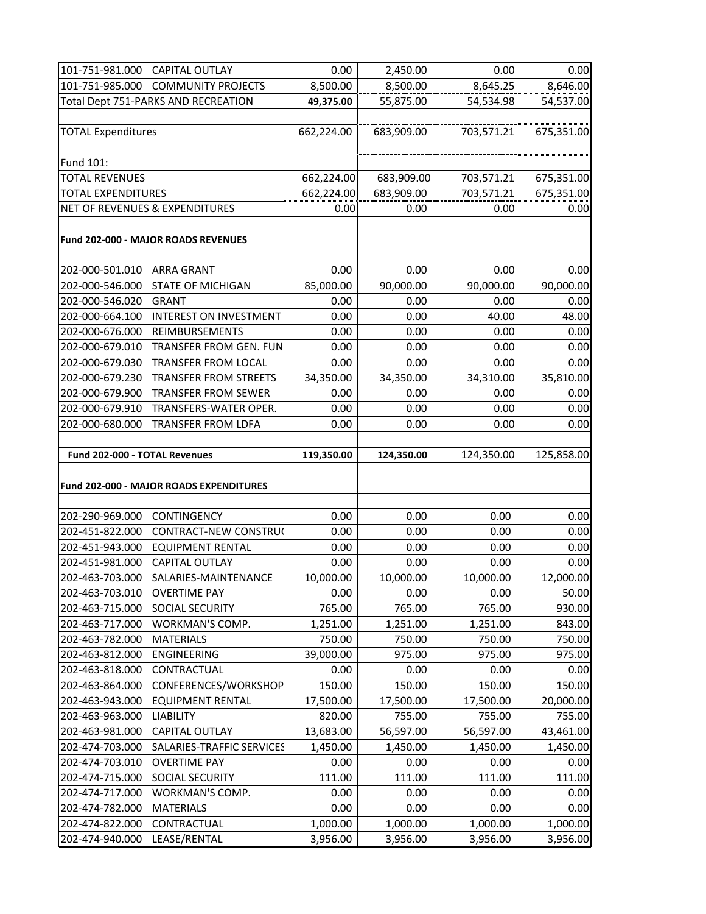| | | | | | |
|---|---|---|---|---|---|
| 101-751-981.000 | CAPITAL OUTLAY | 0.00 | 2,450.00 | 0.00 | 0.00 |
| 101-751-985.000 | COMMUNITY PROJECTS | 8,500.00 | 8,500.00 | 8,645.25 | 8,646.00 |
| Total Dept 751-PARKS AND RECREATION | | **49,375.00** | 55,875.00 | 54,534.98 | 54,537.00 |
| | | | | | |
| TOTAL Expenditures | | 662,224.00 | 683,909.00 | 703,571.21 | 675,351.00 |
| | | | | | |
| Fund 101: | | | | | |
| TOTAL REVENUES | | 662,224.00 | 683,909.00 | 703,571.21 | 675,351.00 |
| TOTAL EXPENDITURES | | 662,224.00 | 683,909.00 | 703,571.21 | 675,351.00 |
| NET OF REVENUES & EXPENDITURES | | 0.00 | 0.00 | 0.00 | 0.00 |
| | | | | | |
| **Fund 202-000 - MAJOR ROADS REVENUES** | | | | | |
| | | | | | |
| 202-000-501.010 | ARRA GRANT | 0.00 | 0.00 | 0.00 | 0.00 |
| 202-000-546.000 | STATE OF MICHIGAN | 85,000.00 | 90,000.00 | 90,000.00 | 90,000.00 |
| 202-000-546.020 | GRANT | 0.00 | 0.00 | 0.00 | 0.00 |
| 202-000-664.100 | INTEREST ON INVESTMENT | 0.00 | 0.00 | 40.00 | 48.00 |
| 202-000-676.000 | REIMBURSEMENTS | 0.00 | 0.00 | 0.00 | 0.00 |
| 202-000-679.010 | TRANSFER FROM GEN. FUN | 0.00 | 0.00 | 0.00 | 0.00 |
| 202-000-679.030 | TRANSFER FROM LOCAL | 0.00 | 0.00 | 0.00 | 0.00 |
| 202-000-679.230 | TRANSFER FROM STREETS | 34,350.00 | 34,350.00 | 34,310.00 | 35,810.00 |
| 202-000-679.900 | TRANSFER FROM SEWER | 0.00 | 0.00 | 0.00 | 0.00 |
| 202-000-679.910 | TRANSFERS-WATER OPER. | 0.00 | 0.00 | 0.00 | 0.00 |
| 202-000-680.000 | TRANSFER FROM LDFA | 0.00 | 0.00 | 0.00 | 0.00 |
| | | | | | |
| **Fund 202-000 - TOTAL Revenues** | | **119,350.00** | **124,350.00** | 124,350.00 | 125,858.00 |
| | | | | | |
| **Fund 202-000 - MAJOR ROADS EXPENDITURES** | | | | | |
| | | | | | |
| 202-290-969.000 | CONTINGENCY | 0.00 | 0.00 | 0.00 | 0.00 |
| 202-451-822.000 | CONTRACT-NEW CONSTRU( | 0.00 | 0.00 | 0.00 | 0.00 |
| 202-451-943.000 | EQUIPMENT RENTAL | 0.00 | 0.00 | 0.00 | 0.00 |
| 202-451-981.000 | CAPITAL OUTLAY | 0.00 | 0.00 | 0.00 | 0.00 |
| 202-463-703.000 | SALARIES-MAINTENANCE | 10,000.00 | 10,000.00 | 10,000.00 | 12,000.00 |
| 202-463-703.010 | OVERTIME PAY | 0.00 | 0.00 | 0.00 | 50.00 |
| 202-463-715.000 | SOCIAL SECURITY | 765.00 | 765.00 | 765.00 | 930.00 |
| 202-463-717.000 | WORKMAN'S COMP. | 1,251.00 | 1,251.00 | 1,251.00 | 843.00 |
| 202-463-782.000 | MATERIALS | 750.00 | 750.00 | 750.00 | 750.00 |
| 202-463-812.000 | ENGINEERING | 39,000.00 | 975.00 | 975.00 | 975.00 |
| 202-463-818.000 | CONTRACTUAL | 0.00 | 0.00 | 0.00 | 0.00 |
| 202-463-864.000 | CONFERENCES/WORKSHOP | 150.00 | 150.00 | 150.00 | 150.00 |
| 202-463-943.000 | EQUIPMENT RENTAL | 17,500.00 | 17,500.00 | 17,500.00 | 20,000.00 |
| 202-463-963.000 | LIABILITY | 820.00 | 755.00 | 755.00 | 755.00 |
| 202-463-981.000 | CAPITAL OUTLAY | 13,683.00 | 56,597.00 | 56,597.00 | 43,461.00 |
| 202-474-703.000 | SALARIES-TRAFFIC SERVICES | 1,450.00 | 1,450.00 | 1,450.00 | 1,450.00 |
| 202-474-703.010 | OVERTIME PAY | 0.00 | 0.00 | 0.00 | 0.00 |
| 202-474-715.000 | SOCIAL SECURITY | 111.00 | 111.00 | 111.00 | 111.00 |
| 202-474-717.000 | WORKMAN'S COMP. | 0.00 | 0.00 | 0.00 | 0.00 |
| 202-474-782.000 | MATERIALS | 0.00 | 0.00 | 0.00 | 0.00 |
| 202-474-822.000 | CONTRACTUAL | 1,000.00 | 1,000.00 | 1,000.00 | 1,000.00 |
| 202-474-940.000 | LEASE/RENTAL | 3,956.00 | 3,956.00 | 3,956.00 | 3,956.00 |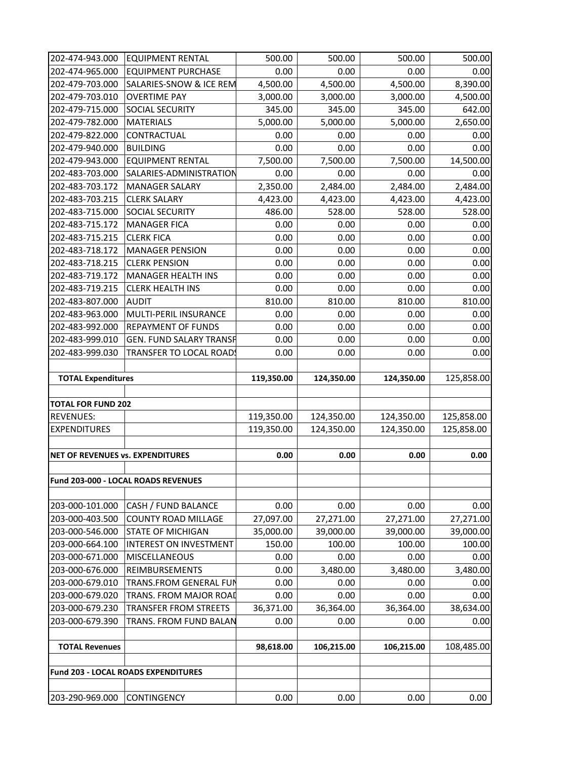| | | | | | |
|---|---|---|---|---|---|
| 202-474-943.000 | EQUIPMENT RENTAL | 500.00 | 500.00 | 500.00 | 500.00 |
| 202-474-965.000 | EQUIPMENT PURCHASE | 0.00 | 0.00 | 0.00 | 0.00 |
| 202-479-703.000 | SALARIES-SNOW & ICE REM | 4,500.00 | 4,500.00 | 4,500.00 | 8,390.00 |
| 202-479-703.010 | OVERTIME PAY | 3,000.00 | 3,000.00 | 3,000.00 | 4,500.00 |
| 202-479-715.000 | SOCIAL SECURITY | 345.00 | 345.00 | 345.00 | 642.00 |
| 202-479-782.000 | MATERIALS | 5,000.00 | 5,000.00 | 5,000.00 | 2,650.00 |
| 202-479-822.000 | CONTRACTUAL | 0.00 | 0.00 | 0.00 | 0.00 |
| 202-479-940.000 | BUILDING | 0.00 | 0.00 | 0.00 | 0.00 |
| 202-479-943.000 | EQUIPMENT RENTAL | 7,500.00 | 7,500.00 | 7,500.00 | 14,500.00 |
| 202-483-703.000 | SALARIES-ADMINISTRATION | 0.00 | 0.00 | 0.00 | 0.00 |
| 202-483-703.172 | MANAGER SALARY | 2,350.00 | 2,484.00 | 2,484.00 | 2,484.00 |
| 202-483-703.215 | CLERK SALARY | 4,423.00 | 4,423.00 | 4,423.00 | 4,423.00 |
| 202-483-715.000 | SOCIAL SECURITY | 486.00 | 528.00 | 528.00 | 528.00 |
| 202-483-715.172 | MANAGER FICA | 0.00 | 0.00 | 0.00 | 0.00 |
| 202-483-715.215 | CLERK FICA | 0.00 | 0.00 | 0.00 | 0.00 |
| 202-483-718.172 | MANAGER PENSION | 0.00 | 0.00 | 0.00 | 0.00 |
| 202-483-718.215 | CLERK PENSION | 0.00 | 0.00 | 0.00 | 0.00 |
| 202-483-719.172 | MANAGER HEALTH INS | 0.00 | 0.00 | 0.00 | 0.00 |
| 202-483-719.215 | CLERK HEALTH INS | 0.00 | 0.00 | 0.00 | 0.00 |
| 202-483-807.000 | AUDIT | 810.00 | 810.00 | 810.00 | 810.00 |
| 202-483-963.000 | MULTI-PERIL INSURANCE | 0.00 | 0.00 | 0.00 | 0.00 |
| 202-483-992.000 | REPAYMENT OF FUNDS | 0.00 | 0.00 | 0.00 | 0.00 |
| 202-483-999.010 | GEN. FUND SALARY TRANSF | 0.00 | 0.00 | 0.00 | 0.00 |
| 202-483-999.030 | TRANSFER TO LOCAL ROADS | 0.00 | 0.00 | 0.00 | 0.00 |
| | | | | | |
| **TOTAL Expenditures** | | **119,350.00** | **124,350.00** | **124,350.00** | 125,858.00 |
| | | | | | |
| **TOTAL FOR FUND 202** | | | | | |
| REVENUES: | | 119,350.00 | 124,350.00 | 124,350.00 | 125,858.00 |
| EXPENDITURES | | 119,350.00 | 124,350.00 | 124,350.00 | 125,858.00 |
| | | | | | |
| **NET OF REVENUES vs. EXPENDITURES** | | **0.00** | **0.00** | **0.00** | **0.00** |
| | | | | | |
| **Fund 203-000 - LOCAL ROADS REVENUES** | | | | | |
| | | | | | |
| 203-000-101.000 | CASH / FUND BALANCE | 0.00 | 0.00 | 0.00 | 0.00 |
| 203-000-403.500 | COUNTY ROAD MILLAGE | 27,097.00 | 27,271.00 | 27,271.00 | 27,271.00 |
| 203-000-546.000 | STATE OF MICHIGAN | 35,000.00 | 39,000.00 | 39,000.00 | 39,000.00 |
| 203-000-664.100 | INTEREST ON INVESTMENT | 150.00 | 100.00 | 100.00 | 100.00 |
| 203-000-671.000 | MISCELLANEOUS | 0.00 | 0.00 | 0.00 | 0.00 |
| 203-000-676.000 | REIMBURSEMENTS | 0.00 | 3,480.00 | 3,480.00 | 3,480.00 |
| 203-000-679.010 | TRANS.FROM GENERAL FUN | 0.00 | 0.00 | 0.00 | 0.00 |
| 203-000-679.020 | TRANS. FROM MAJOR ROAD | 0.00 | 0.00 | 0.00 | 0.00 |
| 203-000-679.230 | TRANSFER FROM STREETS | 36,371.00 | 36,364.00 | 36,364.00 | 38,634.00 |
| 203-000-679.390 | TRANS. FROM FUND BALAN | 0.00 | 0.00 | 0.00 | 0.00 |
| | | | | | |
| **TOTAL Revenues** | | **98,618.00** | **106,215.00** | **106,215.00** | 108,485.00 |
| | | | | | |
| **Fund 203 - LOCAL ROADS EXPENDITURES** | | | | | |
| | | | | | |
| 203-290-969.000 | CONTINGENCY | 0.00 | 0.00 | 0.00 | 0.00 |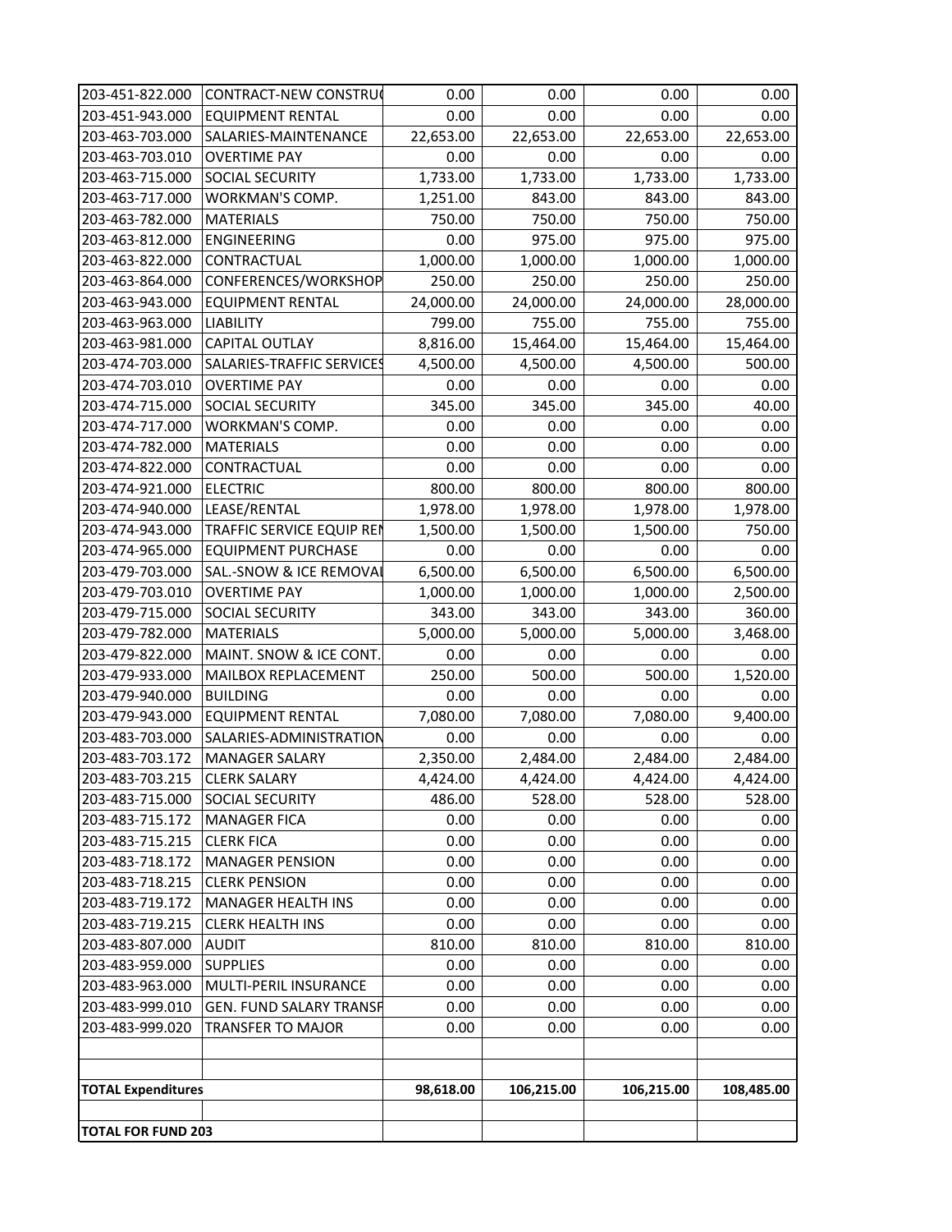| | | | | | |
|---|---|---|---|---|---|
| 203-451-822.000 | CONTRACT-NEW CONSTRU( | 0.00 | 0.00 | 0.00 | 0.00 |
| 203-451-943.000 | EQUIPMENT RENTAL | 0.00 | 0.00 | 0.00 | 0.00 |
| 203-463-703.000 | SALARIES-MAINTENANCE | 22,653.00 | 22,653.00 | 22,653.00 | 22,653.00 |
| 203-463-703.010 | OVERTIME PAY | 0.00 | 0.00 | 0.00 | 0.00 |
| 203-463-715.000 | SOCIAL SECURITY | 1,733.00 | 1,733.00 | 1,733.00 | 1,733.00 |
| 203-463-717.000 | WORKMAN'S COMP. | 1,251.00 | 843.00 | 843.00 | 843.00 |
| 203-463-782.000 | MATERIALS | 750.00 | 750.00 | 750.00 | 750.00 |
| 203-463-812.000 | ENGINEERING | 0.00 | 975.00 | 975.00 | 975.00 |
| 203-463-822.000 | CONTRACTUAL | 1,000.00 | 1,000.00 | 1,000.00 | 1,000.00 |
| 203-463-864.000 | CONFERENCES/WORKSHOP | 250.00 | 250.00 | 250.00 | 250.00 |
| 203-463-943.000 | EQUIPMENT RENTAL | 24,000.00 | 24,000.00 | 24,000.00 | 28,000.00 |
| 203-463-963.000 | LIABILITY | 799.00 | 755.00 | 755.00 | 755.00 |
| 203-463-981.000 | CAPITAL OUTLAY | 8,816.00 | 15,464.00 | 15,464.00 | 15,464.00 |
| 203-474-703.000 | SALARIES-TRAFFIC SERVICES | 4,500.00 | 4,500.00 | 4,500.00 | 500.00 |
| 203-474-703.010 | OVERTIME PAY | 0.00 | 0.00 | 0.00 | 0.00 |
| 203-474-715.000 | SOCIAL SECURITY | 345.00 | 345.00 | 345.00 | 40.00 |
| 203-474-717.000 | WORKMAN'S COMP. | 0.00 | 0.00 | 0.00 | 0.00 |
| 203-474-782.000 | MATERIALS | 0.00 | 0.00 | 0.00 | 0.00 |
| 203-474-822.000 | CONTRACTUAL | 0.00 | 0.00 | 0.00 | 0.00 |
| 203-474-921.000 | ELECTRIC | 800.00 | 800.00 | 800.00 | 800.00 |
| 203-474-940.000 | LEASE/RENTAL | 1,978.00 | 1,978.00 | 1,978.00 | 1,978.00 |
| 203-474-943.000 | TRAFFIC SERVICE EQUIP REN | 1,500.00 | 1,500.00 | 1,500.00 | 750.00 |
| 203-474-965.000 | EQUIPMENT PURCHASE | 0.00 | 0.00 | 0.00 | 0.00 |
| 203-479-703.000 | SAL.-SNOW & ICE REMOVAL | 6,500.00 | 6,500.00 | 6,500.00 | 6,500.00 |
| 203-479-703.010 | OVERTIME PAY | 1,000.00 | 1,000.00 | 1,000.00 | 2,500.00 |
| 203-479-715.000 | SOCIAL SECURITY | 343.00 | 343.00 | 343.00 | 360.00 |
| 203-479-782.000 | MATERIALS | 5,000.00 | 5,000.00 | 5,000.00 | 3,468.00 |
| 203-479-822.000 | MAINT. SNOW & ICE CONT. | 0.00 | 0.00 | 0.00 | 0.00 |
| 203-479-933.000 | MAILBOX REPLACEMENT | 250.00 | 500.00 | 500.00 | 1,520.00 |
| 203-479-940.000 | BUILDING | 0.00 | 0.00 | 0.00 | 0.00 |
| 203-479-943.000 | EQUIPMENT RENTAL | 7,080.00 | 7,080.00 | 7,080.00 | 9,400.00 |
| 203-483-703.000 | SALARIES-ADMINISTRATION | 0.00 | 0.00 | 0.00 | 0.00 |
| 203-483-703.172 | MANAGER SALARY | 2,350.00 | 2,484.00 | 2,484.00 | 2,484.00 |
| 203-483-703.215 | CLERK SALARY | 4,424.00 | 4,424.00 | 4,424.00 | 4,424.00 |
| 203-483-715.000 | SOCIAL SECURITY | 486.00 | 528.00 | 528.00 | 528.00 |
| 203-483-715.172 | MANAGER FICA | 0.00 | 0.00 | 0.00 | 0.00 |
| 203-483-715.215 | CLERK FICA | 0.00 | 0.00 | 0.00 | 0.00 |
| 203-483-718.172 | MANAGER PENSION | 0.00 | 0.00 | 0.00 | 0.00 |
| 203-483-718.215 | CLERK PENSION | 0.00 | 0.00 | 0.00 | 0.00 |
| 203-483-719.172 | MANAGER HEALTH INS | 0.00 | 0.00 | 0.00 | 0.00 |
| 203-483-719.215 | CLERK HEALTH INS | 0.00 | 0.00 | 0.00 | 0.00 |
| 203-483-807.000 | AUDIT | 810.00 | 810.00 | 810.00 | 810.00 |
| 203-483-959.000 | SUPPLIES | 0.00 | 0.00 | 0.00 | 0.00 |
| 203-483-963.000 | MULTI-PERIL INSURANCE | 0.00 | 0.00 | 0.00 | 0.00 |
| 203-483-999.010 | GEN. FUND SALARY TRANSF | 0.00 | 0.00 | 0.00 | 0.00 |
| 203-483-999.020 | TRANSFER TO MAJOR | 0.00 | 0.00 | 0.00 | 0.00 |
| | | | | | |
| | | | | | |
| **TOTAL Expenditures** | | **98,618.00** | **106,215.00** | **106,215.00** | **108,485.00** |
| | | | | | |
| **TOTAL FOR FUND 203** | | | | | |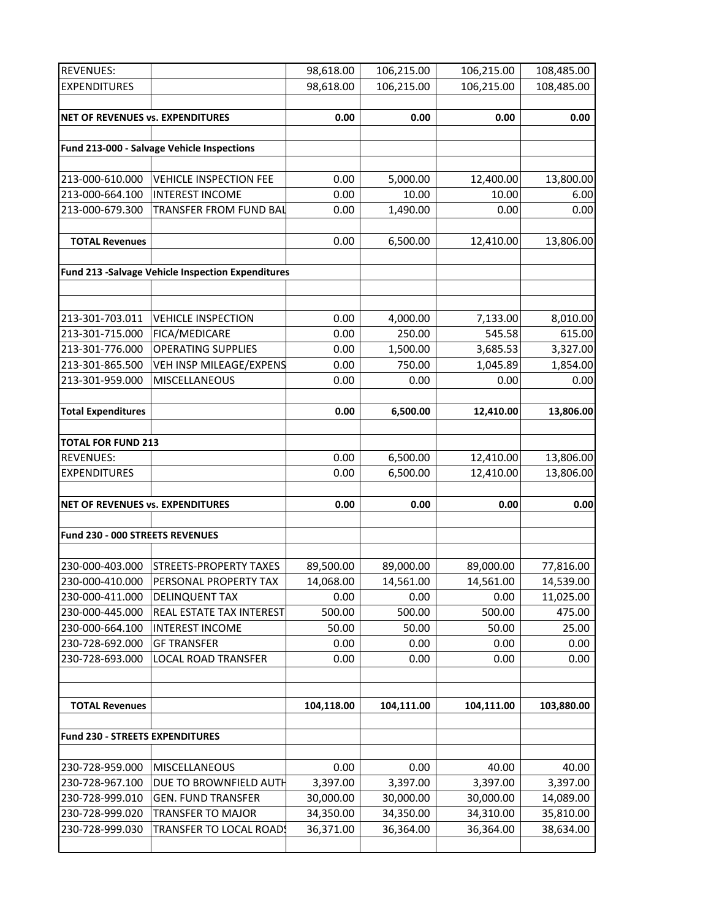| | | | | | |
|---|---|---|---|---|---|
| REVENUES: | | 98,618.00 | 106,215.00 | 106,215.00 | 108,485.00 |
| EXPENDITURES | | 98,618.00 | 106,215.00 | 106,215.00 | 108,485.00 |
| | | | | | |
| **NET OF REVENUES vs. EXPENDITURES** | | **0.00** | **0.00** | **0.00** | **0.00** |
| | | | | | |
| **Fund 213-000 - Salvage Vehicle Inspections** | | | | | |
| | | | | | |
| 213-000-610.000 | VEHICLE INSPECTION FEE | 0.00 | 5,000.00 | 12,400.00 | 13,800.00 |
| 213-000-664.100 | INTEREST INCOME | 0.00 | 10.00 | 10.00 | 6.00 |
| 213-000-679.300 | TRANSFER FROM FUND BAL | 0.00 | 1,490.00 | 0.00 | 0.00 |
| | | | | | |
| **TOTAL Revenues** | | 0.00 | 6,500.00 | 12,410.00 | 13,806.00 |
| | | | | | |
| **Fund 213 -Salvage Vehicle Inspection Expenditures** | | | | | |
| | | | | | |
| | | | | | |
| 213-301-703.011 | VEHICLE INSPECTION | 0.00 | 4,000.00 | 7,133.00 | 8,010.00 |
| 213-301-715.000 | FICA/MEDICARE | 0.00 | 250.00 | 545.58 | 615.00 |
| 213-301-776.000 | OPERATING SUPPLIES | 0.00 | 1,500.00 | 3,685.53 | 3,327.00 |
| 213-301-865.500 | VEH INSP MILEAGE/EXPENS | 0.00 | 750.00 | 1,045.89 | 1,854.00 |
| 213-301-959.000 | MISCELLANEOUS | 0.00 | 0.00 | 0.00 | 0.00 |
| | | | | | |
| **Total Expenditures** | | **0.00** | **6,500.00** | **12,410.00** | **13,806.00** |
| | | | | | |
| **TOTAL FOR FUND 213** | | | | | |
| REVENUES: | | 0.00 | 6,500.00 | 12,410.00 | 13,806.00 |
| EXPENDITURES | | 0.00 | 6,500.00 | 12,410.00 | 13,806.00 |
| | | | | | |
| **NET OF REVENUES vs. EXPENDITURES** | | **0.00** | **0.00** | **0.00** | **0.00** |
| | | | | | |
| **Fund 230 - 000 STREETS REVENUES** | | | | | |
| | | | | | |
| 230-000-403.000 | STREETS-PROPERTY TAXES | 89,500.00 | 89,000.00 | 89,000.00 | 77,816.00 |
| 230-000-410.000 | PERSONAL PROPERTY TAX | 14,068.00 | 14,561.00 | 14,561.00 | 14,539.00 |
| 230-000-411.000 | DELINQUENT TAX | 0.00 | 0.00 | 0.00 | 11,025.00 |
| 230-000-445.000 | REAL ESTATE TAX INTEREST | 500.00 | 500.00 | 500.00 | 475.00 |
| 230-000-664.100 | INTEREST INCOME | 50.00 | 50.00 | 50.00 | 25.00 |
| 230-728-692.000 | GF TRANSFER | 0.00 | 0.00 | 0.00 | 0.00 |
| 230-728-693.000 | LOCAL ROAD TRANSFER | 0.00 | 0.00 | 0.00 | 0.00 |
| | | | | | |
| | | | | | |
| **TOTAL Revenues** | | **104,118.00** | **104,111.00** | **104,111.00** | **103,880.00** |
| | | | | | |
| **Fund 230 - STREETS EXPENDITURES** | | | | | |
| | | | | | |
| 230-728-959.000 | MISCELLANEOUS | 0.00 | 0.00 | 40.00 | 40.00 |
| 230-728-967.100 | DUE TO BROWNFIELD AUTH | 3,397.00 | 3,397.00 | 3,397.00 | 3,397.00 |
| 230-728-999.010 | GEN. FUND TRANSFER | 30,000.00 | 30,000.00 | 30,000.00 | 14,089.00 |
| 230-728-999.020 | TRANSFER TO MAJOR | 34,350.00 | 34,350.00 | 34,310.00 | 35,810.00 |
| 230-728-999.030 | TRANSFER TO LOCAL ROADS | 36,371.00 | 36,364.00 | 36,364.00 | 38,634.00 |
| | | | | | |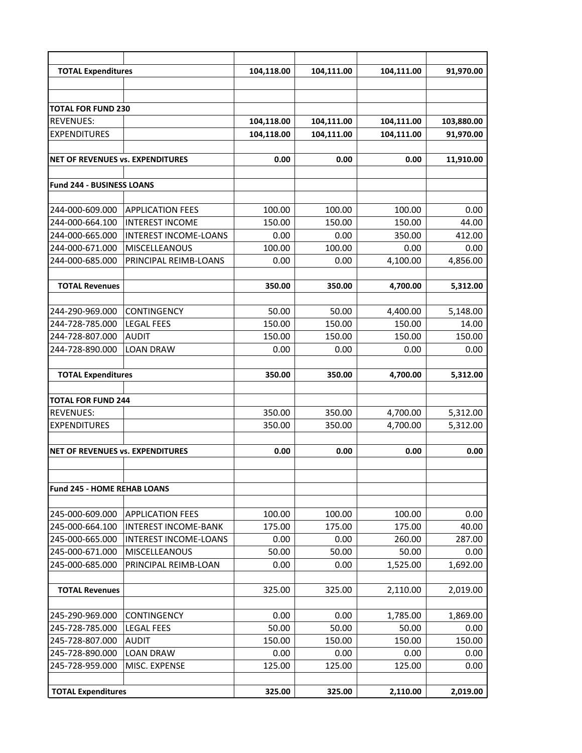| | | | | | |
|---|---|---|---|---|---|
| **TOTAL Expenditures** | | **104,118.00** | **104,111.00** | **104,111.00** | **91,970.00** |
| | | | | | |
| | | | | | |
| **TOTAL FOR FUND 230** | | | | | |
| REVENUES: | | **104,118.00** | **104,111.00** | **104,111.00** | **103,880.00** |
| EXPENDITURES | | **104,118.00** | **104,111.00** | **104,111.00** | **91,970.00** |
| | | | | | |
| **NET OF REVENUES vs. EXPENDITURES** | | **0.00** | **0.00** | **0.00** | **11,910.00** |
| | | | | | |
| **Fund 244 - BUSINESS LOANS** | | | | | |
| | | | | | |
| 244-000-609.000 | APPLICATION FEES | 100.00 | 100.00 | 100.00 | 0.00 |
| 244-000-664.100 | INTEREST INCOME | 150.00 | 150.00 | 150.00 | 44.00 |
| 244-000-665.000 | INTEREST INCOME-LOANS | 0.00 | 0.00 | 350.00 | 412.00 |
| 244-000-671.000 | MISCELLEANOUS | 100.00 | 100.00 | 0.00 | 0.00 |
| 244-000-685.000 | PRINCIPAL REIMB-LOANS | 0.00 | 0.00 | 4,100.00 | 4,856.00 |
| | | | | | |
| **TOTAL Revenues** | | **350.00** | **350.00** | **4,700.00** | **5,312.00** |
| | | | | | |
| 244-290-969.000 | CONTINGENCY | 50.00 | 50.00 | 4,400.00 | 5,148.00 |
| 244-728-785.000 | LEGAL FEES | 150.00 | 150.00 | 150.00 | 14.00 |
| 244-728-807.000 | AUDIT | 150.00 | 150.00 | 150.00 | 150.00 |
| 244-728-890.000 | LOAN DRAW | 0.00 | 0.00 | 0.00 | 0.00 |
| | | | | | |
| **TOTAL Expenditures** | | **350.00** | **350.00** | **4,700.00** | **5,312.00** |
| | | | | | |
| **TOTAL FOR FUND 244** | | | | | |
| REVENUES: | | 350.00 | 350.00 | 4,700.00 | 5,312.00 |
| EXPENDITURES | | 350.00 | 350.00 | 4,700.00 | 5,312.00 |
| | | | | | |
| **NET OF REVENUES vs. EXPENDITURES** | | **0.00** | **0.00** | **0.00** | **0.00** |
| | | | | | |
| | | | | | |
| **Fund 245 - HOME REHAB LOANS** | | | | | |
| | | | | | |
| 245-000-609.000 | APPLICATION FEES | 100.00 | 100.00 | 100.00 | 0.00 |
| 245-000-664.100 | INTEREST INCOME-BANK | 175.00 | 175.00 | 175.00 | 40.00 |
| 245-000-665.000 | INTEREST INCOME-LOANS | 0.00 | 0.00 | 260.00 | 287.00 |
| 245-000-671.000 | MISCELLEANOUS | 50.00 | 50.00 | 50.00 | 0.00 |
| 245-000-685.000 | PRINCIPAL REIMB-LOAN | 0.00 | 0.00 | 1,525.00 | 1,692.00 |
| | | | | | |
| **TOTAL Revenues** | | 325.00 | 325.00 | 2,110.00 | 2,019.00 |
| | | | | | |
| 245-290-969.000 | CONTINGENCY | 0.00 | 0.00 | 1,785.00 | 1,869.00 |
| 245-728-785.000 | LEGAL FEES | 50.00 | 50.00 | 50.00 | 0.00 |
| 245-728-807.000 | AUDIT | 150.00 | 150.00 | 150.00 | 150.00 |
| 245-728-890.000 | LOAN DRAW | 0.00 | 0.00 | 0.00 | 0.00 |
| 245-728-959.000 | MISC. EXPENSE | 125.00 | 125.00 | 125.00 | 0.00 |
| | | | | | |
| **TOTAL Expenditures** | | **325.00** | **325.00** | **2,110.00** | **2,019.00** |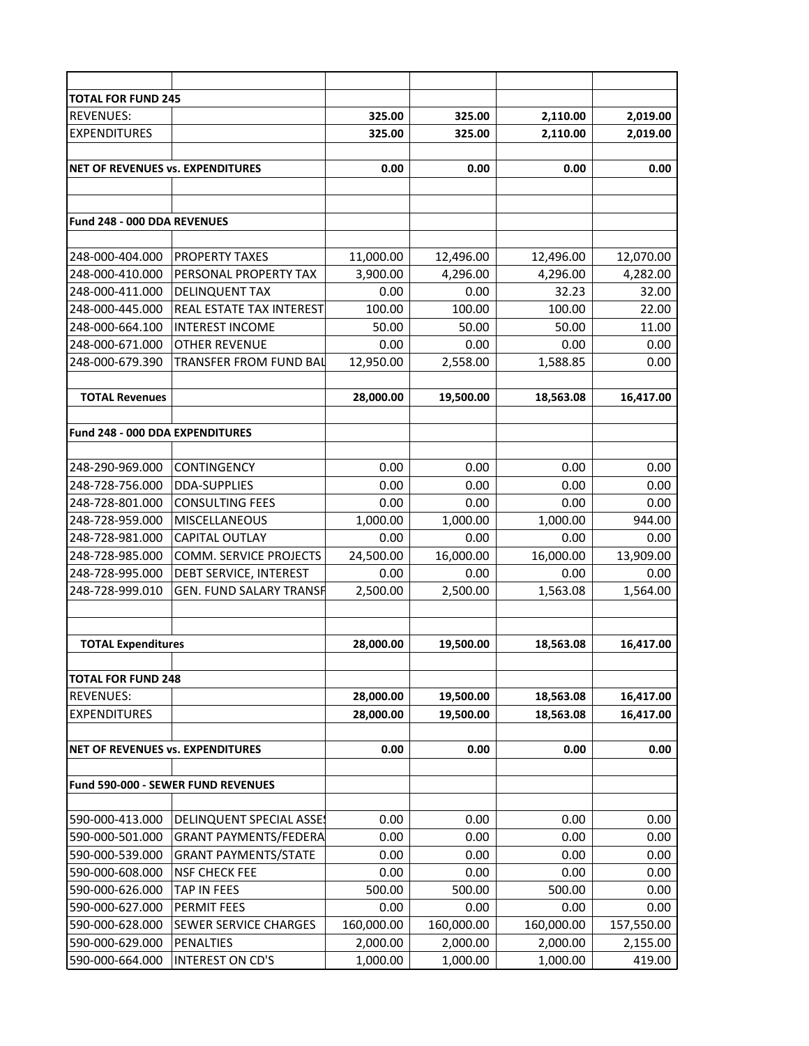| | | | | | |
|---|---|---|---|---|---|
| **TOTAL FOR FUND 245** | | | | | |
| REVENUES: | | **325.00** | **325.00** | **2,110.00** | **2,019.00** |
| EXPENDITURES | | **325.00** | **325.00** | **2,110.00** | **2,019.00** |
| | | | | | |
| **NET OF REVENUES vs. EXPENDITURES** | | **0.00** | **0.00** | **0.00** | **0.00** |
| | | | | | |
| | | | | | |
| **Fund 248 - 000 DDA REVENUES** | | | | | |
| | | | | | |
| 248-000-404.000 | PROPERTY TAXES | 11,000.00 | 12,496.00 | 12,496.00 | 12,070.00 |
| 248-000-410.000 | PERSONAL PROPERTY TAX | 3,900.00 | 4,296.00 | 4,296.00 | 4,282.00 |
| 248-000-411.000 | DELINQUENT TAX | 0.00 | 0.00 | 32.23 | 32.00 |
| 248-000-445.000 | REAL ESTATE TAX INTEREST | 100.00 | 100.00 | 100.00 | 22.00 |
| 248-000-664.100 | INTEREST INCOME | 50.00 | 50.00 | 50.00 | 11.00 |
| 248-000-671.000 | OTHER REVENUE | 0.00 | 0.00 | 0.00 | 0.00 |
| 248-000-679.390 | TRANSFER FROM FUND BAL | 12,950.00 | 2,558.00 | 1,588.85 | 0.00 |
| | | | | | |
| **TOTAL Revenues** | | **28,000.00** | **19,500.00** | **18,563.08** | **16,417.00** |
| | | | | | |
| **Fund 248 - 000 DDA EXPENDITURES** | | | | | |
| | | | | | |
| 248-290-969.000 | CONTINGENCY | 0.00 | 0.00 | 0.00 | 0.00 |
| 248-728-756.000 | DDA-SUPPLIES | 0.00 | 0.00 | 0.00 | 0.00 |
| 248-728-801.000 | CONSULTING FEES | 0.00 | 0.00 | 0.00 | 0.00 |
| 248-728-959.000 | MISCELLANEOUS | 1,000.00 | 1,000.00 | 1,000.00 | 944.00 |
| 248-728-981.000 | CAPITAL OUTLAY | 0.00 | 0.00 | 0.00 | 0.00 |
| 248-728-985.000 | COMM. SERVICE PROJECTS | 24,500.00 | 16,000.00 | 16,000.00 | 13,909.00 |
| 248-728-995.000 | DEBT SERVICE, INTEREST | 0.00 | 0.00 | 0.00 | 0.00 |
| 248-728-999.010 | GEN. FUND SALARY TRANSF | 2,500.00 | 2,500.00 | 1,563.08 | 1,564.00 |
| | | | | | |
| | | | | | |
| **TOTAL Expenditures** | | **28,000.00** | **19,500.00** | **18,563.08** | **16,417.00** |
| | | | | | |
| **TOTAL FOR FUND 248** | | | | | |
| REVENUES: | | **28,000.00** | **19,500.00** | **18,563.08** | **16,417.00** |
| EXPENDITURES | | **28,000.00** | **19,500.00** | **18,563.08** | **16,417.00** |
| | | | | | |
| **NET OF REVENUES vs. EXPENDITURES** | | **0.00** | **0.00** | **0.00** | **0.00** |
| | | | | | |
| **Fund 590-000 - SEWER FUND REVENUES** | | | | | |
| | | | | | |
| 590-000-413.000 | DELINQUENT SPECIAL ASSES | 0.00 | 0.00 | 0.00 | 0.00 |
| 590-000-501.000 | GRANT PAYMENTS/FEDERA | 0.00 | 0.00 | 0.00 | 0.00 |
| 590-000-539.000 | GRANT PAYMENTS/STATE | 0.00 | 0.00 | 0.00 | 0.00 |
| 590-000-608.000 | NSF CHECK FEE | 0.00 | 0.00 | 0.00 | 0.00 |
| 590-000-626.000 | TAP IN FEES | 500.00 | 500.00 | 500.00 | 0.00 |
| 590-000-627.000 | PERMIT FEES | 0.00 | 0.00 | 0.00 | 0.00 |
| 590-000-628.000 | SEWER SERVICE CHARGES | 160,000.00 | 160,000.00 | 160,000.00 | 157,550.00 |
| 590-000-629.000 | PENALTIES | 2,000.00 | 2,000.00 | 2,000.00 | 2,155.00 |
| 590-000-664.000 | INTEREST ON CD'S | 1,000.00 | 1,000.00 | 1,000.00 | 419.00 |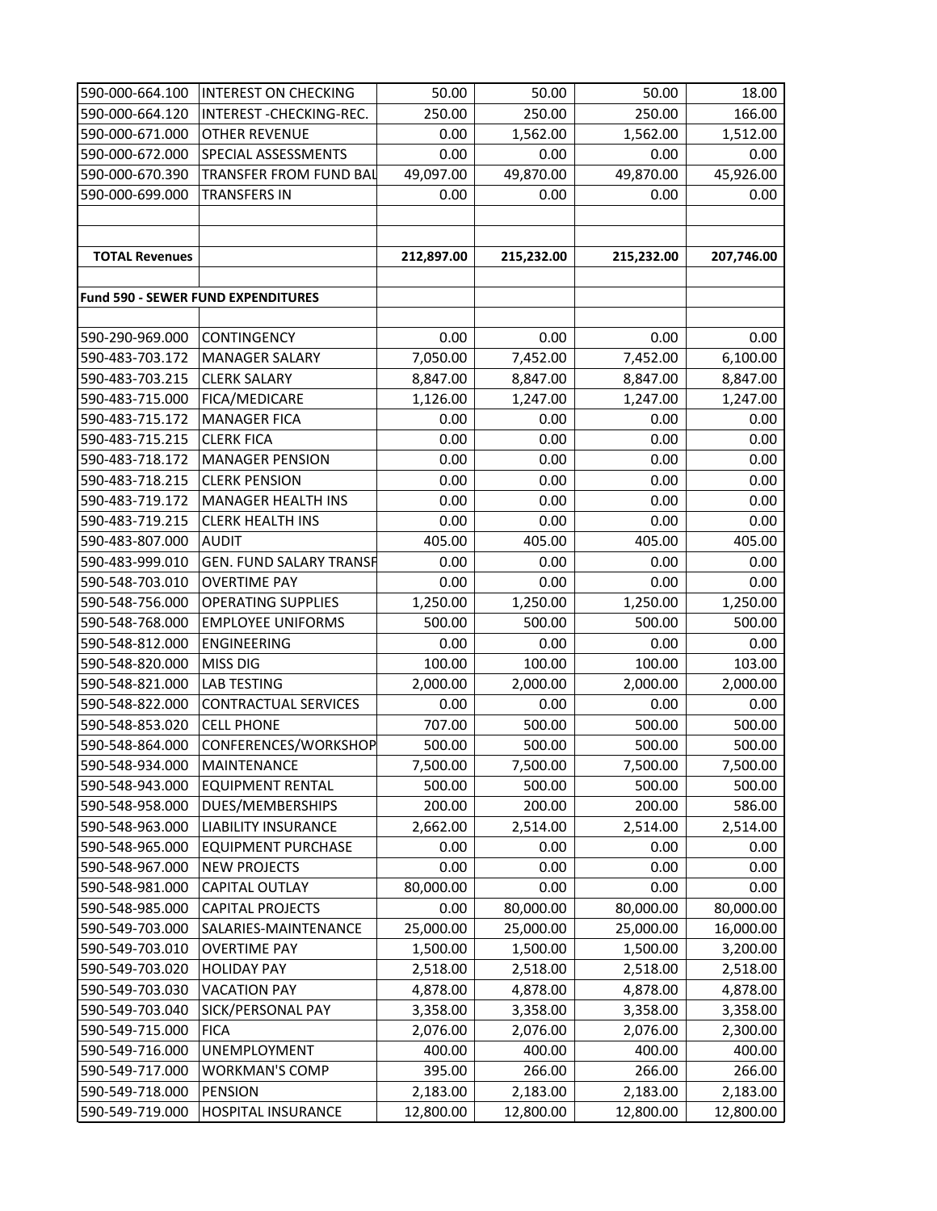| | | | | | |
|---|---|---|---|---|---|
| 590-000-664.100 | INTEREST ON CHECKING | 50.00 | 50.00 | 50.00 | 18.00 |
| 590-000-664.120 | INTEREST -CHECKING-REC. | 250.00 | 250.00 | 250.00 | 166.00 |
| 590-000-671.000 | OTHER REVENUE | 0.00 | 1,562.00 | 1,562.00 | 1,512.00 |
| 590-000-672.000 | SPECIAL ASSESSMENTS | 0.00 | 0.00 | 0.00 | 0.00 |
| 590-000-670.390 | TRANSFER FROM FUND BAL | 49,097.00 | 49,870.00 | 49,870.00 | 45,926.00 |
| 590-000-699.000 | TRANSFERS IN | 0.00 | 0.00 | 0.00 | 0.00 |
| | | | | | |
| | | | | | |
| **TOTAL Revenues** | | **212,897.00** | **215,232.00** | **215,232.00** | **207,746.00** |
| | | | | | |
| **Fund 590 - SEWER FUND EXPENDITURES** | | | | | |
| | | | | | |
| 590-290-969.000 | CONTINGENCY | 0.00 | 0.00 | 0.00 | 0.00 |
| 590-483-703.172 | MANAGER SALARY | 7,050.00 | 7,452.00 | 7,452.00 | 6,100.00 |
| 590-483-703.215 | CLERK SALARY | 8,847.00 | 8,847.00 | 8,847.00 | 8,847.00 |
| 590-483-715.000 | FICA/MEDICARE | 1,126.00 | 1,247.00 | 1,247.00 | 1,247.00 |
| 590-483-715.172 | MANAGER FICA | 0.00 | 0.00 | 0.00 | 0.00 |
| 590-483-715.215 | CLERK FICA | 0.00 | 0.00 | 0.00 | 0.00 |
| 590-483-718.172 | MANAGER PENSION | 0.00 | 0.00 | 0.00 | 0.00 |
| 590-483-718.215 | CLERK PENSION | 0.00 | 0.00 | 0.00 | 0.00 |
| 590-483-719.172 | MANAGER HEALTH INS | 0.00 | 0.00 | 0.00 | 0.00 |
| 590-483-719.215 | CLERK HEALTH INS | 0.00 | 0.00 | 0.00 | 0.00 |
| 590-483-807.000 | AUDIT | 405.00 | 405.00 | 405.00 | 405.00 |
| 590-483-999.010 | GEN. FUND SALARY TRANSF | 0.00 | 0.00 | 0.00 | 0.00 |
| 590-548-703.010 | OVERTIME PAY | 0.00 | 0.00 | 0.00 | 0.00 |
| 590-548-756.000 | OPERATING SUPPLIES | 1,250.00 | 1,250.00 | 1,250.00 | 1,250.00 |
| 590-548-768.000 | EMPLOYEE UNIFORMS | 500.00 | 500.00 | 500.00 | 500.00 |
| 590-548-812.000 | ENGINEERING | 0.00 | 0.00 | 0.00 | 0.00 |
| 590-548-820.000 | MISS DIG | 100.00 | 100.00 | 100.00 | 103.00 |
| 590-548-821.000 | LAB TESTING | 2,000.00 | 2,000.00 | 2,000.00 | 2,000.00 |
| 590-548-822.000 | CONTRACTUAL SERVICES | 0.00 | 0.00 | 0.00 | 0.00 |
| 590-548-853.020 | CELL PHONE | 707.00 | 500.00 | 500.00 | 500.00 |
| 590-548-864.000 | CONFERENCES/WORKSHOP | 500.00 | 500.00 | 500.00 | 500.00 |
| 590-548-934.000 | MAINTENANCE | 7,500.00 | 7,500.00 | 7,500.00 | 7,500.00 |
| 590-548-943.000 | EQUIPMENT RENTAL | 500.00 | 500.00 | 500.00 | 500.00 |
| 590-548-958.000 | DUES/MEMBERSHIPS | 200.00 | 200.00 | 200.00 | 586.00 |
| 590-548-963.000 | LIABILITY INSURANCE | 2,662.00 | 2,514.00 | 2,514.00 | 2,514.00 |
| 590-548-965.000 | EQUIPMENT PURCHASE | 0.00 | 0.00 | 0.00 | 0.00 |
| 590-548-967.000 | NEW PROJECTS | 0.00 | 0.00 | 0.00 | 0.00 |
| 590-548-981.000 | CAPITAL OUTLAY | 80,000.00 | 0.00 | 0.00 | 0.00 |
| 590-548-985.000 | CAPITAL PROJECTS | 0.00 | 80,000.00 | 80,000.00 | 80,000.00 |
| 590-549-703.000 | SALARIES-MAINTENANCE | 25,000.00 | 25,000.00 | 25,000.00 | 16,000.00 |
| 590-549-703.010 | OVERTIME PAY | 1,500.00 | 1,500.00 | 1,500.00 | 3,200.00 |
| 590-549-703.020 | HOLIDAY PAY | 2,518.00 | 2,518.00 | 2,518.00 | 2,518.00 |
| 590-549-703.030 | VACATION PAY | 4,878.00 | 4,878.00 | 4,878.00 | 4,878.00 |
| 590-549-703.040 | SICK/PERSONAL PAY | 3,358.00 | 3,358.00 | 3,358.00 | 3,358.00 |
| 590-549-715.000 | FICA | 2,076.00 | 2,076.00 | 2,076.00 | 2,300.00 |
| 590-549-716.000 | UNEMPLOYMENT | 400.00 | 400.00 | 400.00 | 400.00 |
| 590-549-717.000 | WORKMAN'S COMP | 395.00 | 266.00 | 266.00 | 266.00 |
| 590-549-718.000 | PENSION | 2,183.00 | 2,183.00 | 2,183.00 | 2,183.00 |
| 590-549-719.000 | HOSPITAL INSURANCE | 12,800.00 | 12,800.00 | 12,800.00 | 12,800.00 |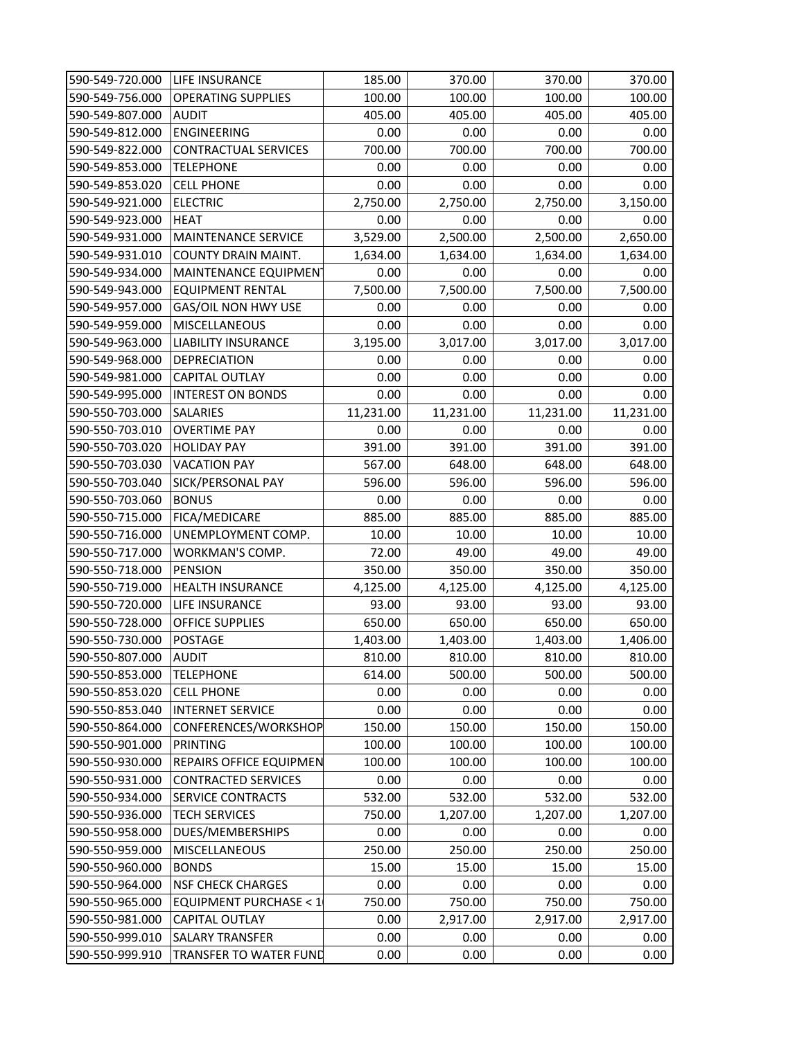| | | | | | |
|---|---|---|---|---|---|
| 590-549-720.000 | LIFE INSURANCE | 185.00 | 370.00 | 370.00 | 370.00 |
| 590-549-756.000 | OPERATING SUPPLIES | 100.00 | 100.00 | 100.00 | 100.00 |
| 590-549-807.000 | AUDIT | 405.00 | 405.00 | 405.00 | 405.00 |
| 590-549-812.000 | ENGINEERING | 0.00 | 0.00 | 0.00 | 0.00 |
| 590-549-822.000 | CONTRACTUAL SERVICES | 700.00 | 700.00 | 700.00 | 700.00 |
| 590-549-853.000 | TELEPHONE | 0.00 | 0.00 | 0.00 | 0.00 |
| 590-549-853.020 | CELL PHONE | 0.00 | 0.00 | 0.00 | 0.00 |
| 590-549-921.000 | ELECTRIC | 2,750.00 | 2,750.00 | 2,750.00 | 3,150.00 |
| 590-549-923.000 | HEAT | 0.00 | 0.00 | 0.00 | 0.00 |
| 590-549-931.000 | MAINTENANCE SERVICE | 3,529.00 | 2,500.00 | 2,500.00 | 2,650.00 |
| 590-549-931.010 | COUNTY DRAIN MAINT. | 1,634.00 | 1,634.00 | 1,634.00 | 1,634.00 |
| 590-549-934.000 | MAINTENANCE EQUIPMENT | 0.00 | 0.00 | 0.00 | 0.00 |
| 590-549-943.000 | EQUIPMENT RENTAL | 7,500.00 | 7,500.00 | 7,500.00 | 7,500.00 |
| 590-549-957.000 | GAS/OIL NON HWY USE | 0.00 | 0.00 | 0.00 | 0.00 |
| 590-549-959.000 | MISCELLANEOUS | 0.00 | 0.00 | 0.00 | 0.00 |
| 590-549-963.000 | LIABILITY INSURANCE | 3,195.00 | 3,017.00 | 3,017.00 | 3,017.00 |
| 590-549-968.000 | DEPRECIATION | 0.00 | 0.00 | 0.00 | 0.00 |
| 590-549-981.000 | CAPITAL OUTLAY | 0.00 | 0.00 | 0.00 | 0.00 |
| 590-549-995.000 | INTEREST ON BONDS | 0.00 | 0.00 | 0.00 | 0.00 |
| 590-550-703.000 | SALARIES | 11,231.00 | 11,231.00 | 11,231.00 | 11,231.00 |
| 590-550-703.010 | OVERTIME PAY | 0.00 | 0.00 | 0.00 | 0.00 |
| 590-550-703.020 | HOLIDAY PAY | 391.00 | 391.00 | 391.00 | 391.00 |
| 590-550-703.030 | VACATION PAY | 567.00 | 648.00 | 648.00 | 648.00 |
| 590-550-703.040 | SICK/PERSONAL PAY | 596.00 | 596.00 | 596.00 | 596.00 |
| 590-550-703.060 | BONUS | 0.00 | 0.00 | 0.00 | 0.00 |
| 590-550-715.000 | FICA/MEDICARE | 885.00 | 885.00 | 885.00 | 885.00 |
| 590-550-716.000 | UNEMPLOYMENT COMP. | 10.00 | 10.00 | 10.00 | 10.00 |
| 590-550-717.000 | WORKMAN'S COMP. | 72.00 | 49.00 | 49.00 | 49.00 |
| 590-550-718.000 | PENSION | 350.00 | 350.00 | 350.00 | 350.00 |
| 590-550-719.000 | HEALTH INSURANCE | 4,125.00 | 4,125.00 | 4,125.00 | 4,125.00 |
| 590-550-720.000 | LIFE INSURANCE | 93.00 | 93.00 | 93.00 | 93.00 |
| 590-550-728.000 | OFFICE SUPPLIES | 650.00 | 650.00 | 650.00 | 650.00 |
| 590-550-730.000 | POSTAGE | 1,403.00 | 1,403.00 | 1,403.00 | 1,406.00 |
| 590-550-807.000 | AUDIT | 810.00 | 810.00 | 810.00 | 810.00 |
| 590-550-853.000 | TELEPHONE | 614.00 | 500.00 | 500.00 | 500.00 |
| 590-550-853.020 | CELL PHONE | 0.00 | 0.00 | 0.00 | 0.00 |
| 590-550-853.040 | INTERNET SERVICE | 0.00 | 0.00 | 0.00 | 0.00 |
| 590-550-864.000 | CONFERENCES/WORKSHOP | 150.00 | 150.00 | 150.00 | 150.00 |
| 590-550-901.000 | PRINTING | 100.00 | 100.00 | 100.00 | 100.00 |
| 590-550-930.000 | REPAIRS OFFICE EQUIPMEN | 100.00 | 100.00 | 100.00 | 100.00 |
| 590-550-931.000 | CONTRACTED SERVICES | 0.00 | 0.00 | 0.00 | 0.00 |
| 590-550-934.000 | SERVICE CONTRACTS | 532.00 | 532.00 | 532.00 | 532.00 |
| 590-550-936.000 | TECH SERVICES | 750.00 | 1,207.00 | 1,207.00 | 1,207.00 |
| 590-550-958.000 | DUES/MEMBERSHIPS | 0.00 | 0.00 | 0.00 | 0.00 |
| 590-550-959.000 | MISCELLANEOUS | 250.00 | 250.00 | 250.00 | 250.00 |
| 590-550-960.000 | BONDS | 15.00 | 15.00 | 15.00 | 15.00 |
| 590-550-964.000 | NSF CHECK CHARGES | 0.00 | 0.00 | 0.00 | 0.00 |
| 590-550-965.000 | EQUIPMENT PURCHASE < 1 | 750.00 | 750.00 | 750.00 | 750.00 |
| 590-550-981.000 | CAPITAL OUTLAY | 0.00 | 2,917.00 | 2,917.00 | 2,917.00 |
| 590-550-999.010 | SALARY TRANSFER | 0.00 | 0.00 | 0.00 | 0.00 |
| 590-550-999.910 | TRANSFER TO WATER FUND | 0.00 | 0.00 | 0.00 | 0.00 |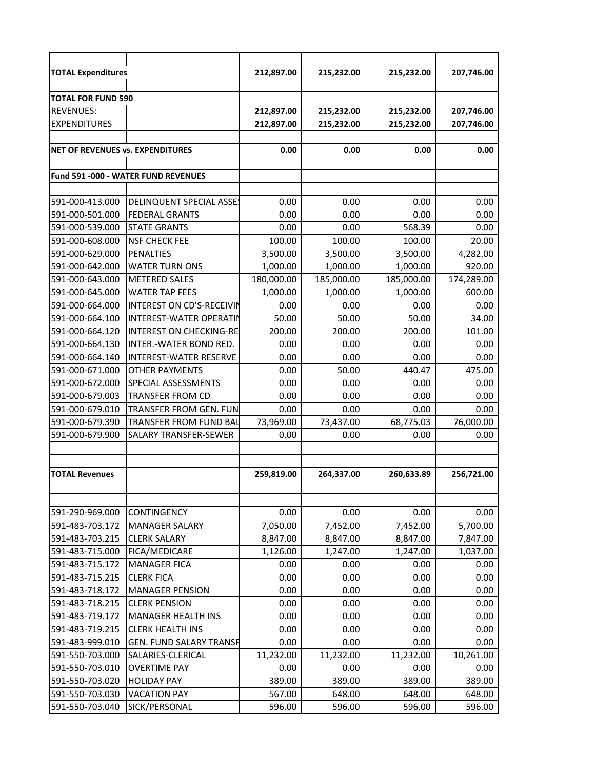| | | | | | |
|---|---|---|---|---|---|
| **TOTAL Expenditures** | | **212,897.00** | **215,232.00** | **215,232.00** | **207,746.00** |
| | | | | | |
| **TOTAL FOR FUND 590** | | | | | |
| REVENUES: | | **212,897.00** | **215,232.00** | **215,232.00** | **207,746.00** |
| EXPENDITURES | | **212,897.00** | **215,232.00** | **215,232.00** | **207,746.00** |
| | | | | | |
| **NET OF REVENUES vs. EXPENDITURES** | | **0.00** | **0.00** | **0.00** | **0.00** |
| | | | | | |
| **Fund 591 -000 - WATER FUND REVENUES** | | | | | |
| | | | | | |
| 591-000-413.000 | DELINQUENT SPECIAL ASSES | 0.00 | 0.00 | 0.00 | 0.00 |
| 591-000-501.000 | FEDERAL GRANTS | 0.00 | 0.00 | 0.00 | 0.00 |
| 591-000-539.000 | STATE GRANTS | 0.00 | 0.00 | 568.39 | 0.00 |
| 591-000-608.000 | NSF CHECK FEE | 100.00 | 100.00 | 100.00 | 20.00 |
| 591-000-629.000 | PENALTIES | 3,500.00 | 3,500.00 | 3,500.00 | 4,282.00 |
| 591-000-642.000 | WATER TURN ONS | 1,000.00 | 1,000.00 | 1,000.00 | 920.00 |
| 591-000-643.000 | METERED SALES | 180,000.00 | 185,000.00 | 185,000.00 | 174,289.00 |
| 591-000-645.000 | WATER TAP FEES | 1,000.00 | 1,000.00 | 1,000.00 | 600.00 |
| 591-000-664.000 | INTEREST ON CD'S-RECEIVIN | 0.00 | 0.00 | 0.00 | 0.00 |
| 591-000-664.100 | INTEREST-WATER OPERATIN | 50.00 | 50.00 | 50.00 | 34.00 |
| 591-000-664.120 | INTEREST ON CHECKING-RE | 200.00 | 200.00 | 200.00 | 101.00 |
| 591-000-664.130 | INTER.-WATER BOND RED. | 0.00 | 0.00 | 0.00 | 0.00 |
| 591-000-664.140 | INTEREST-WATER RESERVE | 0.00 | 0.00 | 0.00 | 0.00 |
| 591-000-671.000 | OTHER PAYMENTS | 0.00 | 50.00 | 440.47 | 475.00 |
| 591-000-672.000 | SPECIAL ASSESSMENTS | 0.00 | 0.00 | 0.00 | 0.00 |
| 591-000-679.003 | TRANSFER FROM CD | 0.00 | 0.00 | 0.00 | 0.00 |
| 591-000-679.010 | TRANSFER FROM GEN. FUN | 0.00 | 0.00 | 0.00 | 0.00 |
| 591-000-679.390 | TRANSFER FROM FUND BAL | 73,969.00 | 73,437.00 | 68,775.03 | 76,000.00 |
| 591-000-679.900 | SALARY TRANSFER-SEWER | 0.00 | 0.00 | 0.00 | 0.00 |
| | | | | | |
| | | | | | |
| **TOTAL Revenues** | | **259,819.00** | **264,337.00** | **260,633.89** | **256,721.00** |
| | | | | | |
| | | | | | |
| 591-290-969.000 | CONTINGENCY | 0.00 | 0.00 | 0.00 | 0.00 |
| 591-483-703.172 | MANAGER SALARY | 7,050.00 | 7,452.00 | 7,452.00 | 5,700.00 |
| 591-483-703.215 | CLERK SALARY | 8,847.00 | 8,847.00 | 8,847.00 | 7,847.00 |
| 591-483-715.000 | FICA/MEDICARE | 1,126.00 | 1,247.00 | 1,247.00 | 1,037.00 |
| 591-483-715.172 | MANAGER FICA | 0.00 | 0.00 | 0.00 | 0.00 |
| 591-483-715.215 | CLERK FICA | 0.00 | 0.00 | 0.00 | 0.00 |
| 591-483-718.172 | MANAGER PENSION | 0.00 | 0.00 | 0.00 | 0.00 |
| 591-483-718.215 | CLERK PENSION | 0.00 | 0.00 | 0.00 | 0.00 |
| 591-483-719.172 | MANAGER HEALTH INS | 0.00 | 0.00 | 0.00 | 0.00 |
| 591-483-719.215 | CLERK HEALTH INS | 0.00 | 0.00 | 0.00 | 0.00 |
| 591-483-999.010 | GEN. FUND SALARY TRANSF | 0.00 | 0.00 | 0.00 | 0.00 |
| 591-550-703.000 | SALARIES-CLERICAL | 11,232.00 | 11,232.00 | 11,232.00 | 10,261.00 |
| 591-550-703.010 | OVERTIME PAY | 0.00 | 0.00 | 0.00 | 0.00 |
| 591-550-703.020 | HOLIDAY PAY | 389.00 | 389.00 | 389.00 | 389.00 |
| 591-550-703.030 | VACATION PAY | 567.00 | 648.00 | 648.00 | 648.00 |
| 591-550-703.040 | SICK/PERSONAL | 596.00 | 596.00 | 596.00 | 596.00 |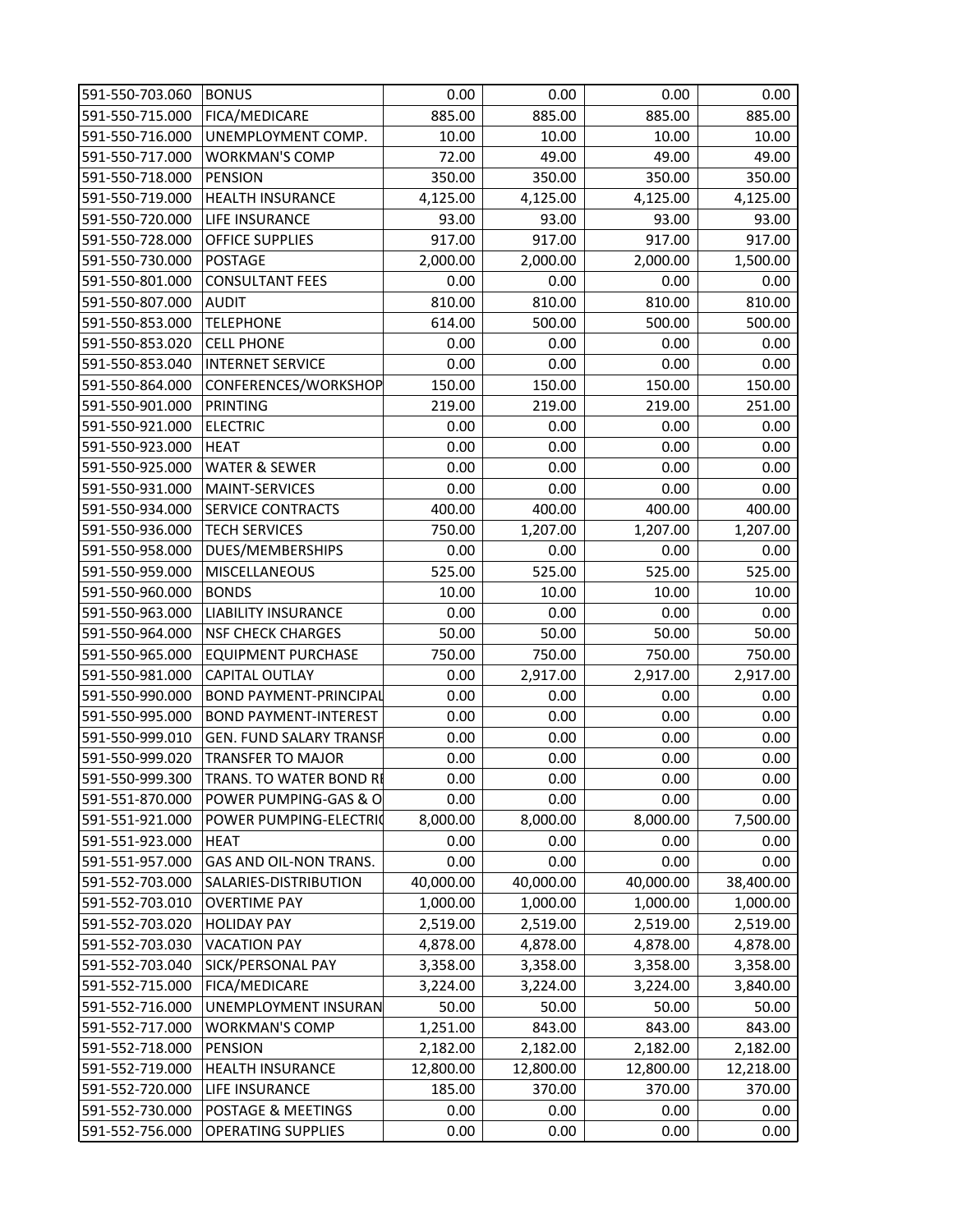| | | | | | |
|---|---|---|---|---|---|
| 591-550-703.060 | BONUS | 0.00 | 0.00 | 0.00 | 0.00 |
| 591-550-715.000 | FICA/MEDICARE | 885.00 | 885.00 | 885.00 | 885.00 |
| 591-550-716.000 | UNEMPLOYMENT COMP. | 10.00 | 10.00 | 10.00 | 10.00 |
| 591-550-717.000 | WORKMAN'S COMP | 72.00 | 49.00 | 49.00 | 49.00 |
| 591-550-718.000 | PENSION | 350.00 | 350.00 | 350.00 | 350.00 |
| 591-550-719.000 | HEALTH INSURANCE | 4,125.00 | 4,125.00 | 4,125.00 | 4,125.00 |
| 591-550-720.000 | LIFE INSURANCE | 93.00 | 93.00 | 93.00 | 93.00 |
| 591-550-728.000 | OFFICE SUPPLIES | 917.00 | 917.00 | 917.00 | 917.00 |
| 591-550-730.000 | POSTAGE | 2,000.00 | 2,000.00 | 2,000.00 | 1,500.00 |
| 591-550-801.000 | CONSULTANT FEES | 0.00 | 0.00 | 0.00 | 0.00 |
| 591-550-807.000 | AUDIT | 810.00 | 810.00 | 810.00 | 810.00 |
| 591-550-853.000 | TELEPHONE | 614.00 | 500.00 | 500.00 | 500.00 |
| 591-550-853.020 | CELL PHONE | 0.00 | 0.00 | 0.00 | 0.00 |
| 591-550-853.040 | INTERNET SERVICE | 0.00 | 0.00 | 0.00 | 0.00 |
| 591-550-864.000 | CONFERENCES/WORKSHOP | 150.00 | 150.00 | 150.00 | 150.00 |
| 591-550-901.000 | PRINTING | 219.00 | 219.00 | 219.00 | 251.00 |
| 591-550-921.000 | ELECTRIC | 0.00 | 0.00 | 0.00 | 0.00 |
| 591-550-923.000 | HEAT | 0.00 | 0.00 | 0.00 | 0.00 |
| 591-550-925.000 | WATER & SEWER | 0.00 | 0.00 | 0.00 | 0.00 |
| 591-550-931.000 | MAINT-SERVICES | 0.00 | 0.00 | 0.00 | 0.00 |
| 591-550-934.000 | SERVICE CONTRACTS | 400.00 | 400.00 | 400.00 | 400.00 |
| 591-550-936.000 | TECH SERVICES | 750.00 | 1,207.00 | 1,207.00 | 1,207.00 |
| 591-550-958.000 | DUES/MEMBERSHIPS | 0.00 | 0.00 | 0.00 | 0.00 |
| 591-550-959.000 | MISCELLANEOUS | 525.00 | 525.00 | 525.00 | 525.00 |
| 591-550-960.000 | BONDS | 10.00 | 10.00 | 10.00 | 10.00 |
| 591-550-963.000 | LIABILITY INSURANCE | 0.00 | 0.00 | 0.00 | 0.00 |
| 591-550-964.000 | NSF CHECK CHARGES | 50.00 | 50.00 | 50.00 | 50.00 |
| 591-550-965.000 | EQUIPMENT PURCHASE | 750.00 | 750.00 | 750.00 | 750.00 |
| 591-550-981.000 | CAPITAL OUTLAY | 0.00 | 2,917.00 | 2,917.00 | 2,917.00 |
| 591-550-990.000 | BOND PAYMENT-PRINCIPAL | 0.00 | 0.00 | 0.00 | 0.00 |
| 591-550-995.000 | BOND PAYMENT-INTEREST | 0.00 | 0.00 | 0.00 | 0.00 |
| 591-550-999.010 | GEN. FUND SALARY TRANSF | 0.00 | 0.00 | 0.00 | 0.00 |
| 591-550-999.020 | TRANSFER TO MAJOR | 0.00 | 0.00 | 0.00 | 0.00 |
| 591-550-999.300 | TRANS. TO WATER BOND RE | 0.00 | 0.00 | 0.00 | 0.00 |
| 591-551-870.000 | POWER PUMPING-GAS & O | 0.00 | 0.00 | 0.00 | 0.00 |
| 591-551-921.000 | POWER PUMPING-ELECTRIC | 8,000.00 | 8,000.00 | 8,000.00 | 7,500.00 |
| 591-551-923.000 | HEAT | 0.00 | 0.00 | 0.00 | 0.00 |
| 591-551-957.000 | GAS AND OIL-NON TRANS. | 0.00 | 0.00 | 0.00 | 0.00 |
| 591-552-703.000 | SALARIES-DISTRIBUTION | 40,000.00 | 40,000.00 | 40,000.00 | 38,400.00 |
| 591-552-703.010 | OVERTIME PAY | 1,000.00 | 1,000.00 | 1,000.00 | 1,000.00 |
| 591-552-703.020 | HOLIDAY PAY | 2,519.00 | 2,519.00 | 2,519.00 | 2,519.00 |
| 591-552-703.030 | VACATION PAY | 4,878.00 | 4,878.00 | 4,878.00 | 4,878.00 |
| 591-552-703.040 | SICK/PERSONAL PAY | 3,358.00 | 3,358.00 | 3,358.00 | 3,358.00 |
| 591-552-715.000 | FICA/MEDICARE | 3,224.00 | 3,224.00 | 3,224.00 | 3,840.00 |
| 591-552-716.000 | UNEMPLOYMENT INSURAN | 50.00 | 50.00 | 50.00 | 50.00 |
| 591-552-717.000 | WORKMAN'S COMP | 1,251.00 | 843.00 | 843.00 | 843.00 |
| 591-552-718.000 | PENSION | 2,182.00 | 2,182.00 | 2,182.00 | 2,182.00 |
| 591-552-719.000 | HEALTH INSURANCE | 12,800.00 | 12,800.00 | 12,800.00 | 12,218.00 |
| 591-552-720.000 | LIFE INSURANCE | 185.00 | 370.00 | 370.00 | 370.00 |
| 591-552-730.000 | POSTAGE & MEETINGS | 0.00 | 0.00 | 0.00 | 0.00 |
| 591-552-756.000 | OPERATING SUPPLIES | 0.00 | 0.00 | 0.00 | 0.00 |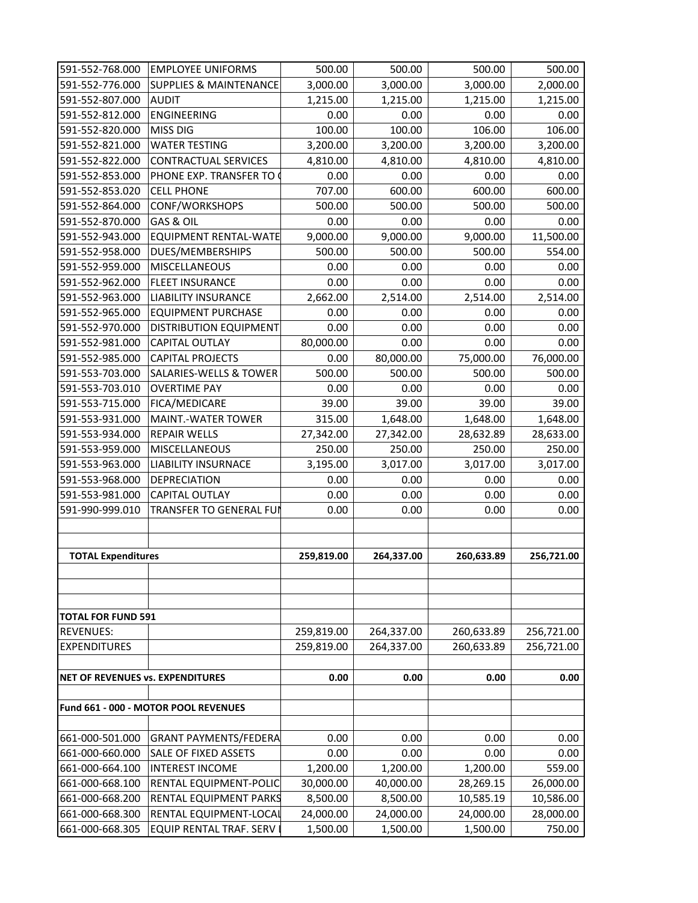| | | | | | |
|---|---|---|---|---|---|
| 591-552-768.000 | EMPLOYEE UNIFORMS | 500.00 | 500.00 | 500.00 | 500.00 |
| 591-552-776.000 | SUPPLIES & MAINTENANCE | 3,000.00 | 3,000.00 | 3,000.00 | 2,000.00 |
| 591-552-807.000 | AUDIT | 1,215.00 | 1,215.00 | 1,215.00 | 1,215.00 |
| 591-552-812.000 | ENGINEERING | 0.00 | 0.00 | 0.00 | 0.00 |
| 591-552-820.000 | MISS DIG | 100.00 | 100.00 | 106.00 | 106.00 |
| 591-552-821.000 | WATER TESTING | 3,200.00 | 3,200.00 | 3,200.00 | 3,200.00 |
| 591-552-822.000 | CONTRACTUAL SERVICES | 4,810.00 | 4,810.00 | 4,810.00 | 4,810.00 |
| 591-552-853.000 | PHONE EXP. TRANSFER TO ( | 0.00 | 0.00 | 0.00 | 0.00 |
| 591-552-853.020 | CELL PHONE | 707.00 | 600.00 | 600.00 | 600.00 |
| 591-552-864.000 | CONF/WORKSHOPS | 500.00 | 500.00 | 500.00 | 500.00 |
| 591-552-870.000 | GAS & OIL | 0.00 | 0.00 | 0.00 | 0.00 |
| 591-552-943.000 | EQUIPMENT RENTAL-WATE | 9,000.00 | 9,000.00 | 9,000.00 | 11,500.00 |
| 591-552-958.000 | DUES/MEMBERSHIPS | 500.00 | 500.00 | 500.00 | 554.00 |
| 591-552-959.000 | MISCELLANEOUS | 0.00 | 0.00 | 0.00 | 0.00 |
| 591-552-962.000 | FLEET INSURANCE | 0.00 | 0.00 | 0.00 | 0.00 |
| 591-552-963.000 | LIABILITY INSURANCE | 2,662.00 | 2,514.00 | 2,514.00 | 2,514.00 |
| 591-552-965.000 | EQUIPMENT PURCHASE | 0.00 | 0.00 | 0.00 | 0.00 |
| 591-552-970.000 | DISTRIBUTION EQUIPMENT | 0.00 | 0.00 | 0.00 | 0.00 |
| 591-552-981.000 | CAPITAL OUTLAY | 80,000.00 | 0.00 | 0.00 | 0.00 |
| 591-552-985.000 | CAPITAL PROJECTS | 0.00 | 80,000.00 | 75,000.00 | 76,000.00 |
| 591-553-703.000 | SALARIES-WELLS & TOWER | 500.00 | 500.00 | 500.00 | 500.00 |
| 591-553-703.010 | OVERTIME PAY | 0.00 | 0.00 | 0.00 | 0.00 |
| 591-553-715.000 | FICA/MEDICARE | 39.00 | 39.00 | 39.00 | 39.00 |
| 591-553-931.000 | MAINT.-WATER TOWER | 315.00 | 1,648.00 | 1,648.00 | 1,648.00 |
| 591-553-934.000 | REPAIR WELLS | 27,342.00 | 27,342.00 | 28,632.89 | 28,633.00 |
| 591-553-959.000 | MISCELLANEOUS | 250.00 | 250.00 | 250.00 | 250.00 |
| 591-553-963.000 | LIABILITY INSURNACE | 3,195.00 | 3,017.00 | 3,017.00 | 3,017.00 |
| 591-553-968.000 | DEPRECIATION | 0.00 | 0.00 | 0.00 | 0.00 |
| 591-553-981.000 | CAPITAL OUTLAY | 0.00 | 0.00 | 0.00 | 0.00 |
| 591-990-999.010 | TRANSFER TO GENERAL FUN | 0.00 | 0.00 | 0.00 | 0.00 |
| | | | | | |
| | | | | | |
| **TOTAL Expenditures** | | **259,819.00** | **264,337.00** | **260,633.89** | **256,721.00** |
| | | | | | |
| | | | | | |
| | | | | | |
| **TOTAL FOR FUND 591** | | | | | |
| REVENUES: | | 259,819.00 | 264,337.00 | 260,633.89 | 256,721.00 |
| EXPENDITURES | | 259,819.00 | 264,337.00 | 260,633.89 | 256,721.00 |
| | | | | | |
| **NET OF REVENUES vs. EXPENDITURES** | | **0.00** | **0.00** | **0.00** | **0.00** |
| | | | | | |
| **Fund 661 - 000 - MOTOR POOL REVENUES** | | | | | |
| | | | | | |
| 661-000-501.000 | GRANT PAYMENTS/FEDERA | 0.00 | 0.00 | 0.00 | 0.00 |
| 661-000-660.000 | SALE OF FIXED ASSETS | 0.00 | 0.00 | 0.00 | 0.00 |
| 661-000-664.100 | INTEREST INCOME | 1,200.00 | 1,200.00 | 1,200.00 | 559.00 |
| 661-000-668.100 | RENTAL EQUIPMENT-POLIC | 30,000.00 | 40,000.00 | 28,269.15 | 26,000.00 |
| 661-000-668.200 | RENTAL EQUIPMENT PARKS | 8,500.00 | 8,500.00 | 10,585.19 | 10,586.00 |
| 661-000-668.300 | RENTAL EQUIPMENT-LOCAL | 24,000.00 | 24,000.00 | 24,000.00 | 28,000.00 |
| 661-000-668.305 | EQUIP RENTAL TRAF. SERV I | 1,500.00 | 1,500.00 | 1,500.00 | 750.00 |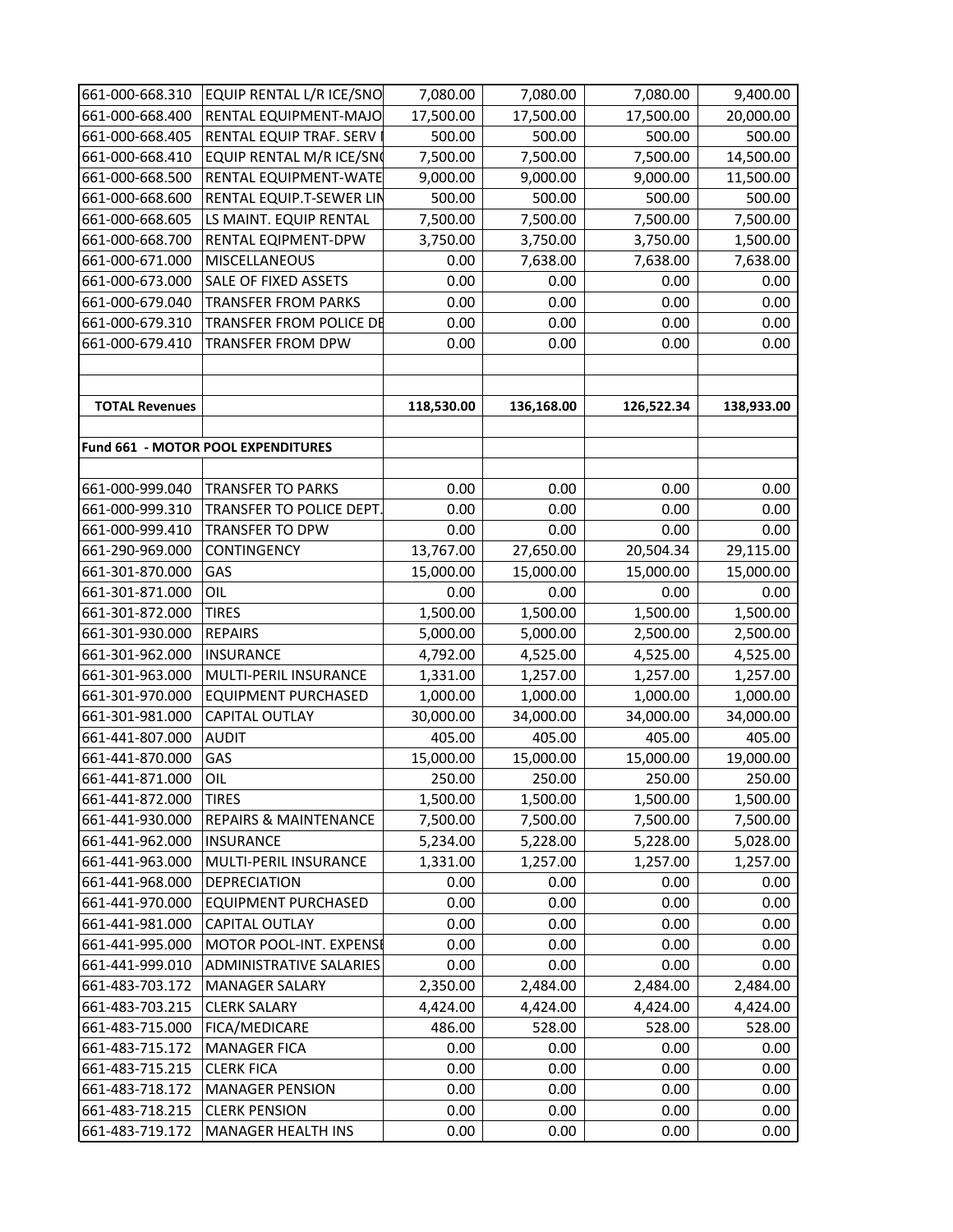| | | | | | |
|---|---|---|---|---|---|
| 661-000-668.310 | EQUIP RENTAL L/R ICE/SNO | 7,080.00 | 7,080.00 | 7,080.00 | 9,400.00 |
| 661-000-668.400 | RENTAL EQUIPMENT-MAJO | 17,500.00 | 17,500.00 | 17,500.00 | 20,000.00 |
| 661-000-668.405 | RENTAL EQUIP TRAF. SERV I | 500.00 | 500.00 | 500.00 | 500.00 |
| 661-000-668.410 | EQUIP RENTAL M/R ICE/SN( | 7,500.00 | 7,500.00 | 7,500.00 | 14,500.00 |
| 661-000-668.500 | RENTAL EQUIPMENT-WATE | 9,000.00 | 9,000.00 | 9,000.00 | 11,500.00 |
| 661-000-668.600 | RENTAL EQUIP.T-SEWER LIN | 500.00 | 500.00 | 500.00 | 500.00 |
| 661-000-668.605 | LS MAINT. EQUIP RENTAL | 7,500.00 | 7,500.00 | 7,500.00 | 7,500.00 |
| 661-000-668.700 | RENTAL EQIPMENT-DPW | 3,750.00 | 3,750.00 | 3,750.00 | 1,500.00 |
| 661-000-671.000 | MISCELLANEOUS | 0.00 | 7,638.00 | 7,638.00 | 7,638.00 |
| 661-000-673.000 | SALE OF FIXED ASSETS | 0.00 | 0.00 | 0.00 | 0.00 |
| 661-000-679.040 | TRANSFER FROM PARKS | 0.00 | 0.00 | 0.00 | 0.00 |
| 661-000-679.310 | TRANSFER FROM POLICE DE | 0.00 | 0.00 | 0.00 | 0.00 |
| 661-000-679.410 | TRANSFER FROM DPW | 0.00 | 0.00 | 0.00 | 0.00 |
| | | | | | |
| | | | | | |
| **TOTAL Revenues** | | **118,530.00** | **136,168.00** | **126,522.34** | **138,933.00** |
| | | | | | |
| **Fund 661 - MOTOR POOL EXPENDITURES** | | | | | |
| | | | | | |
| 661-000-999.040 | TRANSFER TO PARKS | 0.00 | 0.00 | 0.00 | 0.00 |
| 661-000-999.310 | TRANSFER TO POLICE DEPT. | 0.00 | 0.00 | 0.00 | 0.00 |
| 661-000-999.410 | TRANSFER TO DPW | 0.00 | 0.00 | 0.00 | 0.00 |
| 661-290-969.000 | CONTINGENCY | 13,767.00 | 27,650.00 | 20,504.34 | 29,115.00 |
| 661-301-870.000 | GAS | 15,000.00 | 15,000.00 | 15,000.00 | 15,000.00 |
| 661-301-871.000 | OIL | 0.00 | 0.00 | 0.00 | 0.00 |
| 661-301-872.000 | TIRES | 1,500.00 | 1,500.00 | 1,500.00 | 1,500.00 |
| 661-301-930.000 | REPAIRS | 5,000.00 | 5,000.00 | 2,500.00 | 2,500.00 |
| 661-301-962.000 | INSURANCE | 4,792.00 | 4,525.00 | 4,525.00 | 4,525.00 |
| 661-301-963.000 | MULTI-PERIL INSURANCE | 1,331.00 | 1,257.00 | 1,257.00 | 1,257.00 |
| 661-301-970.000 | EQUIPMENT PURCHASED | 1,000.00 | 1,000.00 | 1,000.00 | 1,000.00 |
| 661-301-981.000 | CAPITAL OUTLAY | 30,000.00 | 34,000.00 | 34,000.00 | 34,000.00 |
| 661-441-807.000 | AUDIT | 405.00 | 405.00 | 405.00 | 405.00 |
| 661-441-870.000 | GAS | 15,000.00 | 15,000.00 | 15,000.00 | 19,000.00 |
| 661-441-871.000 | OIL | 250.00 | 250.00 | 250.00 | 250.00 |
| 661-441-872.000 | TIRES | 1,500.00 | 1,500.00 | 1,500.00 | 1,500.00 |
| 661-441-930.000 | REPAIRS & MAINTENANCE | 7,500.00 | 7,500.00 | 7,500.00 | 7,500.00 |
| 661-441-962.000 | INSURANCE | 5,234.00 | 5,228.00 | 5,228.00 | 5,028.00 |
| 661-441-963.000 | MULTI-PERIL INSURANCE | 1,331.00 | 1,257.00 | 1,257.00 | 1,257.00 |
| 661-441-968.000 | DEPRECIATION | 0.00 | 0.00 | 0.00 | 0.00 |
| 661-441-970.000 | EQUIPMENT PURCHASED | 0.00 | 0.00 | 0.00 | 0.00 |
| 661-441-981.000 | CAPITAL OUTLAY | 0.00 | 0.00 | 0.00 | 0.00 |
| 661-441-995.000 | MOTOR POOL-INT. EXPENSE | 0.00 | 0.00 | 0.00 | 0.00 |
| 661-441-999.010 | ADMINISTRATIVE SALARIES | 0.00 | 0.00 | 0.00 | 0.00 |
| 661-483-703.172 | MANAGER SALARY | 2,350.00 | 2,484.00 | 2,484.00 | 2,484.00 |
| 661-483-703.215 | CLERK SALARY | 4,424.00 | 4,424.00 | 4,424.00 | 4,424.00 |
| 661-483-715.000 | FICA/MEDICARE | 486.00 | 528.00 | 528.00 | 528.00 |
| 661-483-715.172 | MANAGER FICA | 0.00 | 0.00 | 0.00 | 0.00 |
| 661-483-715.215 | CLERK FICA | 0.00 | 0.00 | 0.00 | 0.00 |
| 661-483-718.172 | MANAGER PENSION | 0.00 | 0.00 | 0.00 | 0.00 |
| 661-483-718.215 | CLERK PENSION | 0.00 | 0.00 | 0.00 | 0.00 |
| 661-483-719.172 | MANAGER HEALTH INS | 0.00 | 0.00 | 0.00 | 0.00 |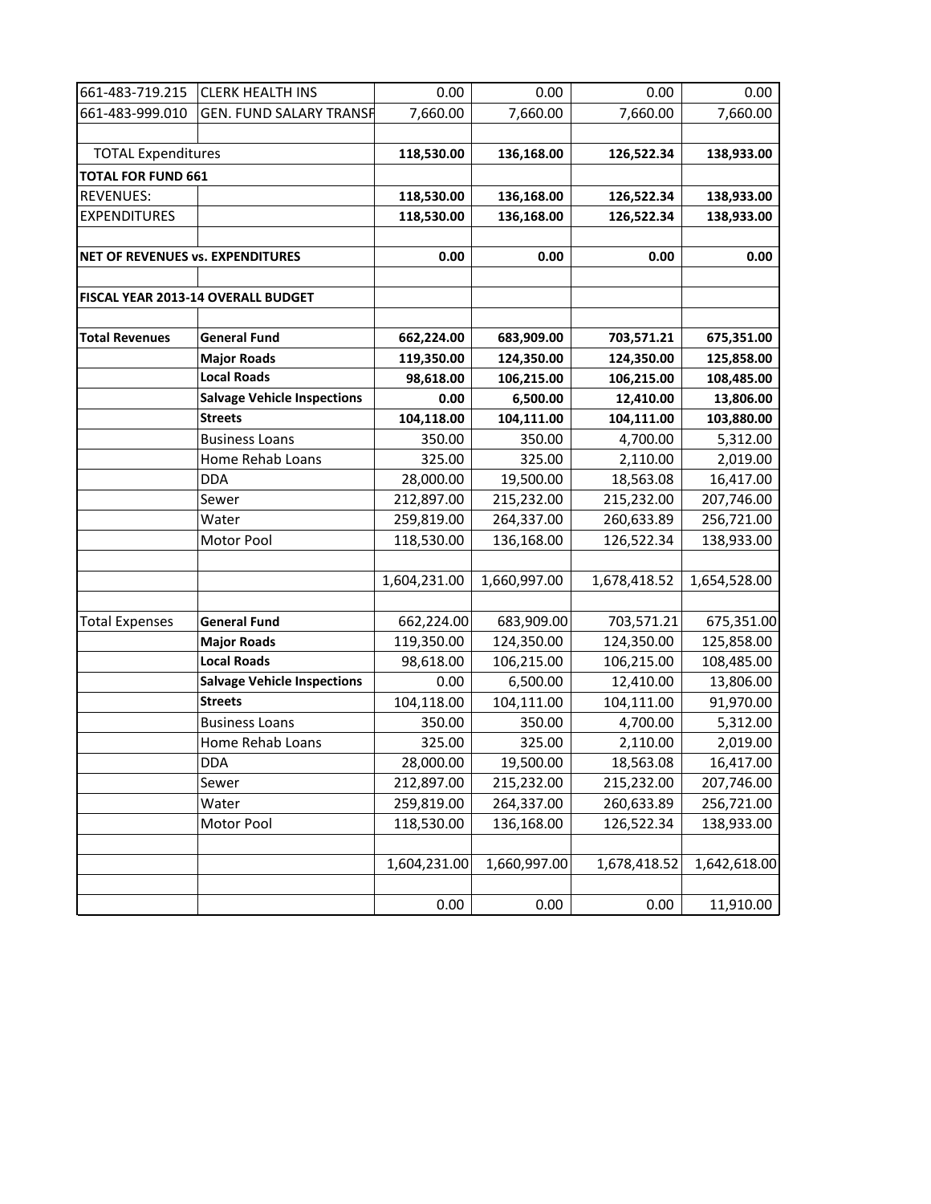| | | | | | |
|---|---|---|---|---|---|
| 661-483-719.215 | CLERK HEALTH INS | 0.00 | 0.00 | 0.00 | 0.00 |
| 661-483-999.010 | GEN. FUND SALARY TRANSF | 7,660.00 | 7,660.00 | 7,660.00 | 7,660.00 |
| | | | | | |
| TOTAL Expenditures | | **118,530.00** | **136,168.00** | **126,522.34** | **138,933.00** |
| **TOTAL FOR FUND 661** | | | | | |
| REVENUES: | | **118,530.00** | **136,168.00** | **126,522.34** | **138,933.00** |
| EXPENDITURES | | **118,530.00** | **136,168.00** | **126,522.34** | **138,933.00** |
| | | | | | |
| **NET OF REVENUES vs. EXPENDITURES** | | **0.00** | **0.00** | **0.00** | **0.00** |
| | | | | | |
| **FISCAL YEAR 2013-14 OVERALL BUDGET** | | | | | |
| | | | | | |
| **Total Revenues** | **General Fund** | **662,224.00** | **683,909.00** | **703,571.21** | **675,351.00** |
| | **Major Roads** | **119,350.00** | **124,350.00** | **124,350.00** | **125,858.00** |
| | **Local Roads** | **98,618.00** | **106,215.00** | **106,215.00** | **108,485.00** |
| | **Salvage Vehicle Inspections** | **0.00** | **6,500.00** | **12,410.00** | **13,806.00** |
| | **Streets** | **104,118.00** | **104,111.00** | **104,111.00** | **103,880.00** |
| | Business Loans | 350.00 | 350.00 | 4,700.00 | 5,312.00 |
| | Home Rehab Loans | 325.00 | 325.00 | 2,110.00 | 2,019.00 |
| | DDA | 28,000.00 | 19,500.00 | 18,563.08 | 16,417.00 |
| | Sewer | 212,897.00 | 215,232.00 | 215,232.00 | 207,746.00 |
| | Water | 259,819.00 | 264,337.00 | 260,633.89 | 256,721.00 |
| | Motor Pool | 118,530.00 | 136,168.00 | 126,522.34 | 138,933.00 |
| | | | | | |
| | | 1,604,231.00 | 1,660,997.00 | 1,678,418.52 | 1,654,528.00 |
| | | | | | |
| Total Expenses | **General Fund** | 662,224.00 | 683,909.00 | 703,571.21 | 675,351.00 |
| | **Major Roads** | 119,350.00 | 124,350.00 | 124,350.00 | 125,858.00 |
| | **Local Roads** | 98,618.00 | 106,215.00 | 106,215.00 | 108,485.00 |
| | **Salvage Vehicle Inspections** | 0.00 | 6,500.00 | 12,410.00 | 13,806.00 |
| | **Streets** | 104,118.00 | 104,111.00 | 104,111.00 | 91,970.00 |
| | Business Loans | 350.00 | 350.00 | 4,700.00 | 5,312.00 |
| | Home Rehab Loans | 325.00 | 325.00 | 2,110.00 | 2,019.00 |
| | DDA | 28,000.00 | 19,500.00 | 18,563.08 | 16,417.00 |
| | Sewer | 212,897.00 | 215,232.00 | 215,232.00 | 207,746.00 |
| | Water | 259,819.00 | 264,337.00 | 260,633.89 | 256,721.00 |
| | Motor Pool | 118,530.00 | 136,168.00 | 126,522.34 | 138,933.00 |
| | | | | | |
| | | 1,604,231.00 | 1,660,997.00 | 1,678,418.52 | 1,642,618.00 |
| | | | | | |
| | | 0.00 | 0.00 | 0.00 | 11,910.00 |